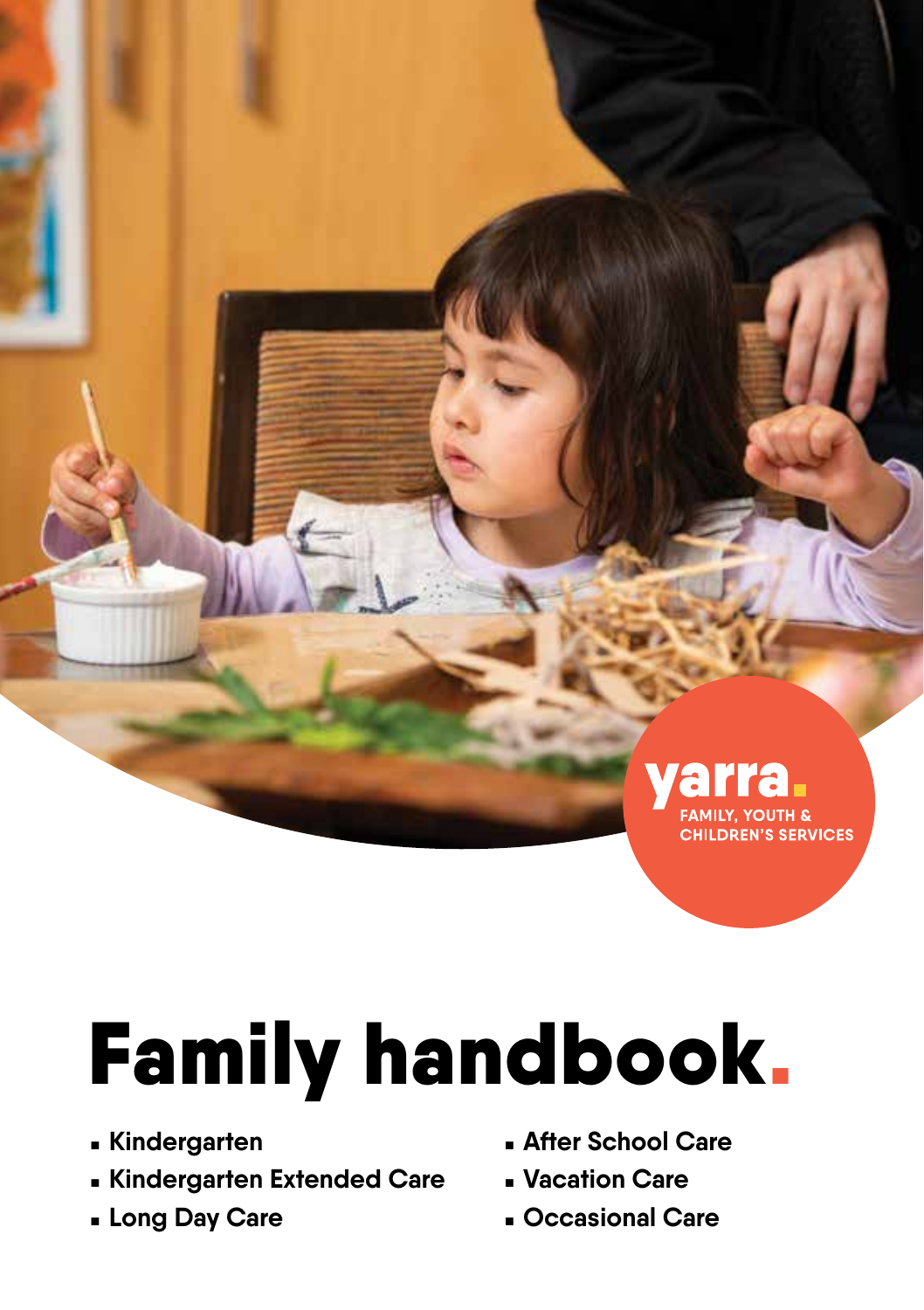yarra.
FAMILY, YOUTH & CHILDREN'S SERVICES

# Family handbook.

- Kindergarten
- Kindergarten Extended Care
- Long Day Care
- After School Care
- Vacation Care
- Occasional Care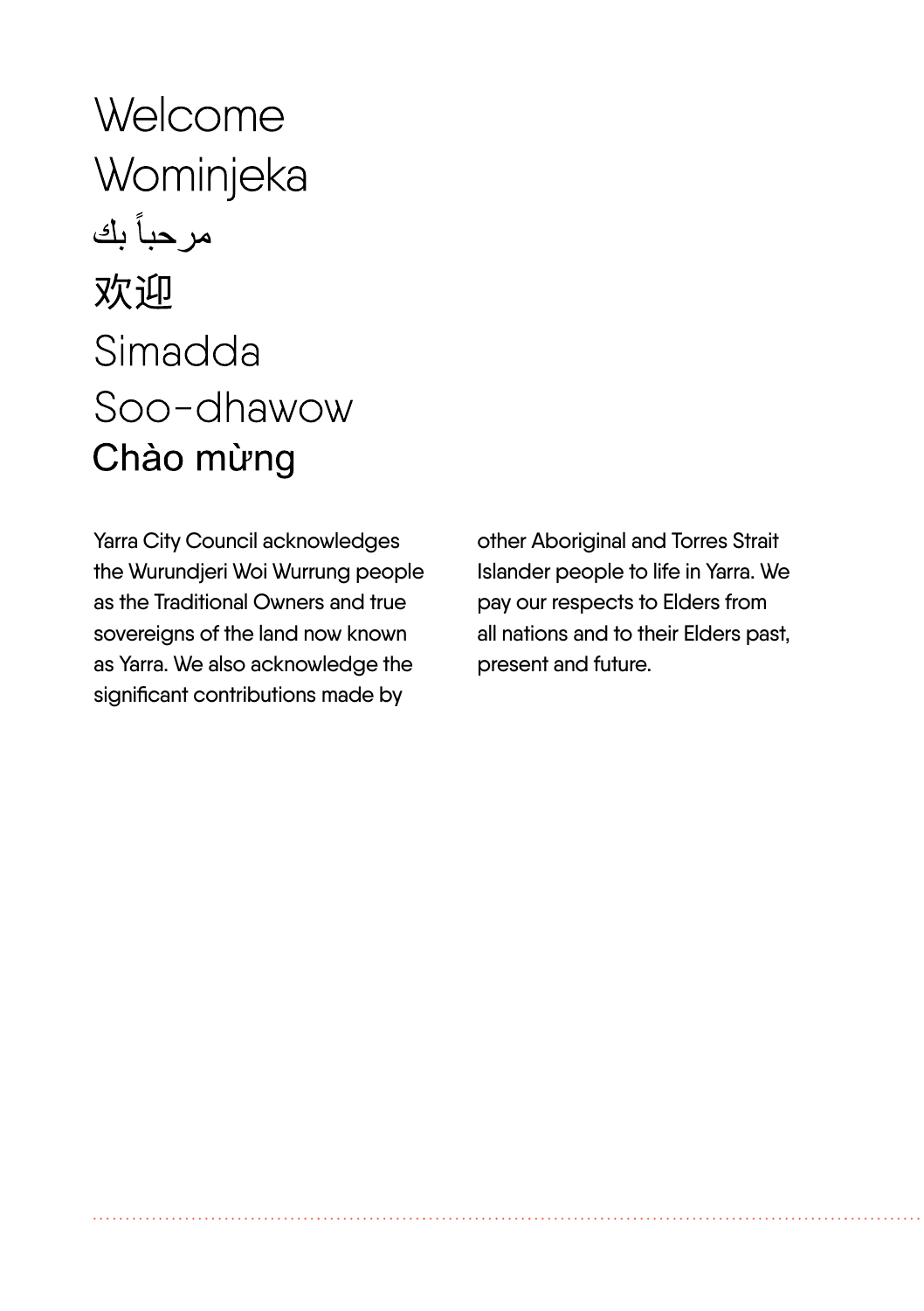# Welcome
# Wominjeka
# مرحباً بك
# 欢迎
# Simadda
# Soo-dhawow
# Chào mừng

Yarra City Council acknowledges the Wurundjeri Woi Wurrung people as the Traditional Owners and true sovereigns of the land now known as Yarra. We also acknowledge the significant contributions made by other Aboriginal and Torres Strait Islander people to life in Yarra. We pay our respects to Elders from all nations and to their Elders past, present and future.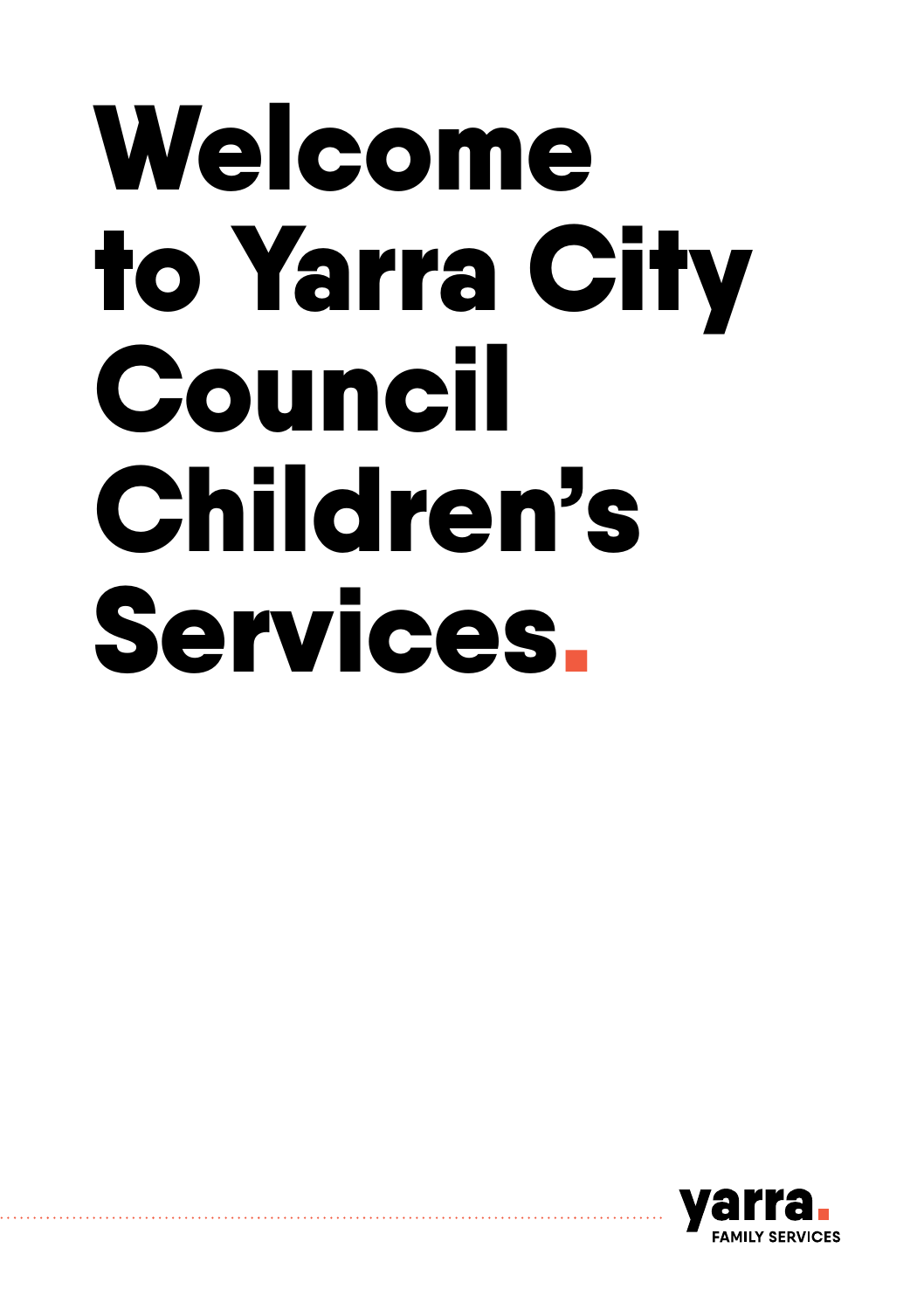# Welcome to Yarra City Council Children's Services.

yarra.
FAMILY SERVICES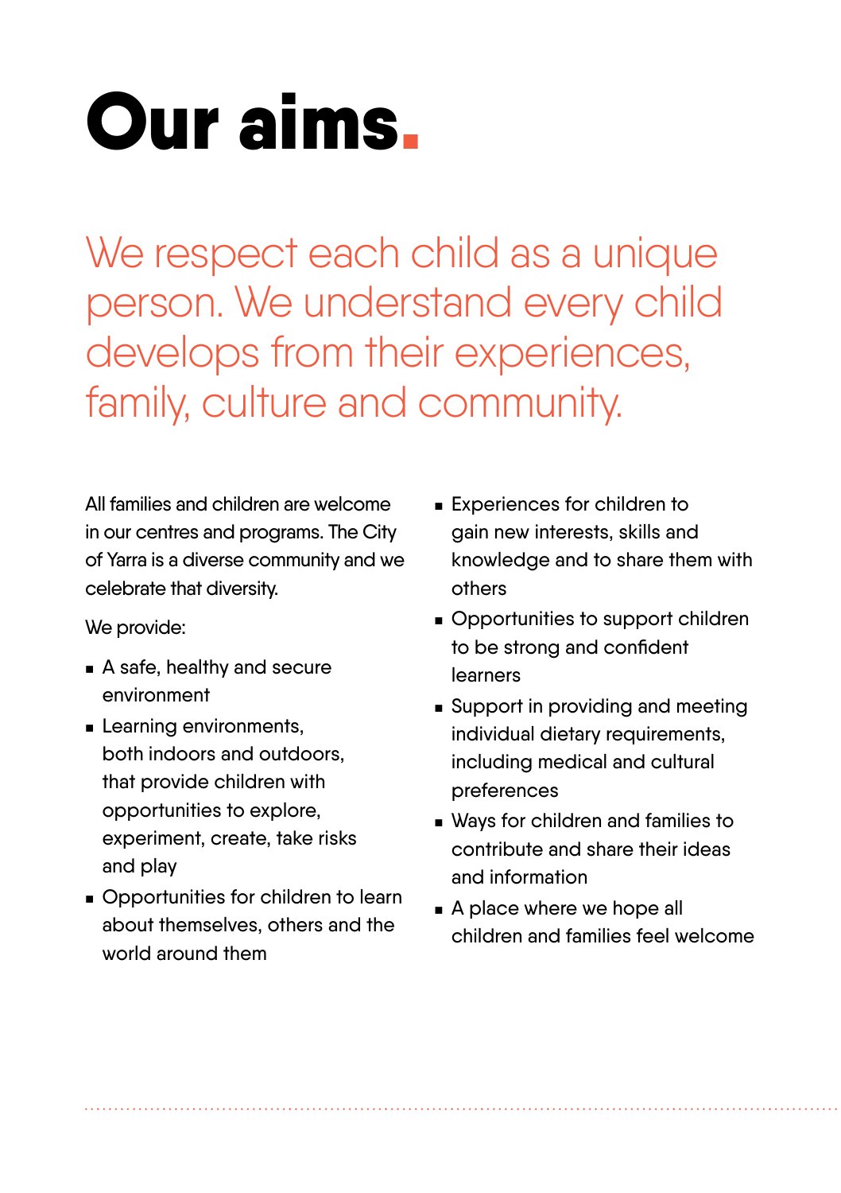# Our aims.

We respect each child as a unique person. We understand every child develops from their experiences, family, culture and community.

All families and children are welcome in our centres and programs. The City of Yarra is a diverse community and we celebrate that diversity.

We provide:

- A safe, healthy and secure environment
- Learning environments, both indoors and outdoors, that provide children with opportunities to explore, experiment, create, take risks and play
- Opportunities for children to learn about themselves, others and the world around them
- Experiences for children to gain new interests, skills and knowledge and to share them with others
- Opportunities to support children to be strong and confident learners
- Support in providing and meeting individual dietary requirements, including medical and cultural preferences
- Ways for children and families to contribute and share their ideas and information
- A place where we hope all children and families feel welcome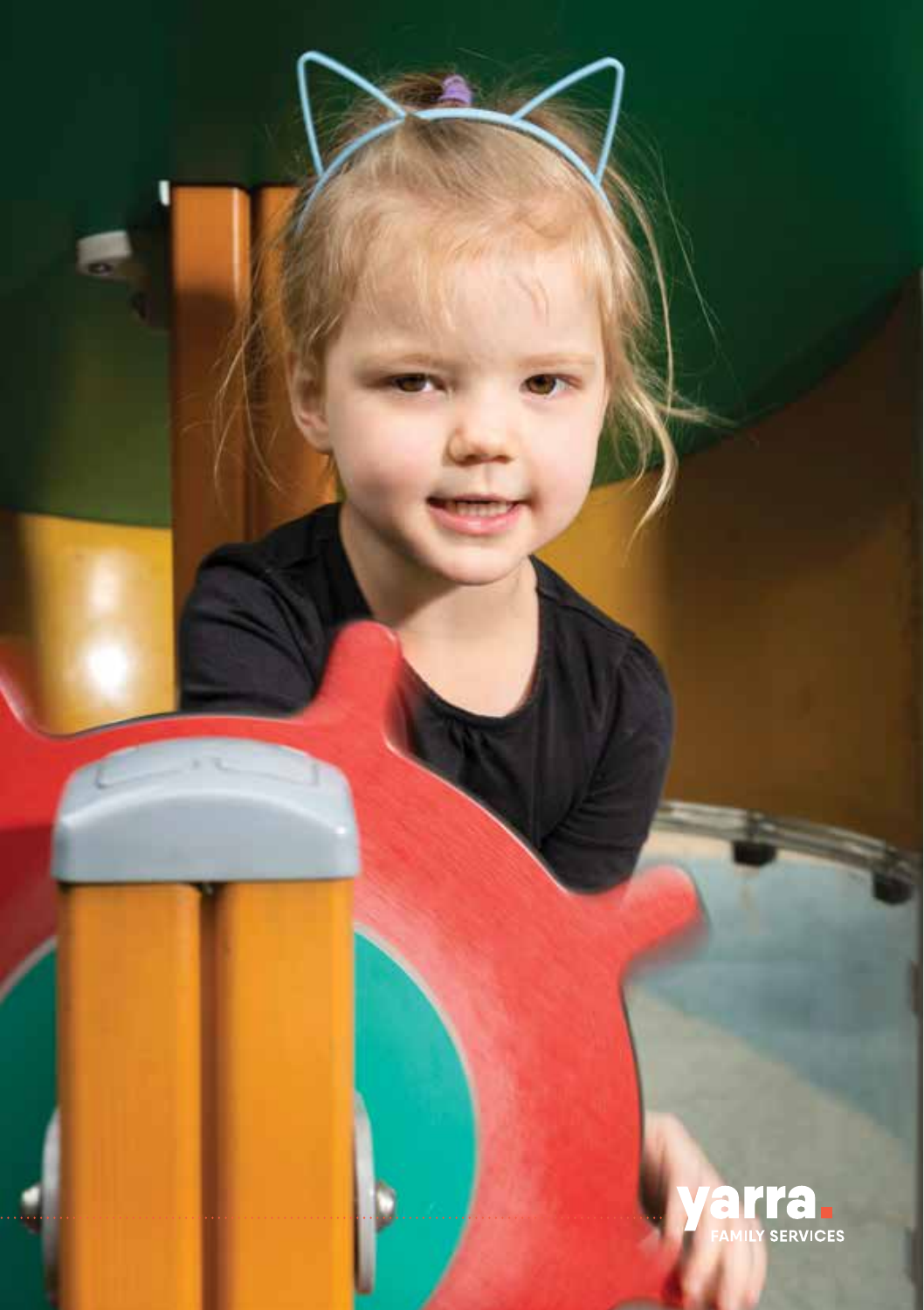yarra.

FAMILY SERVICES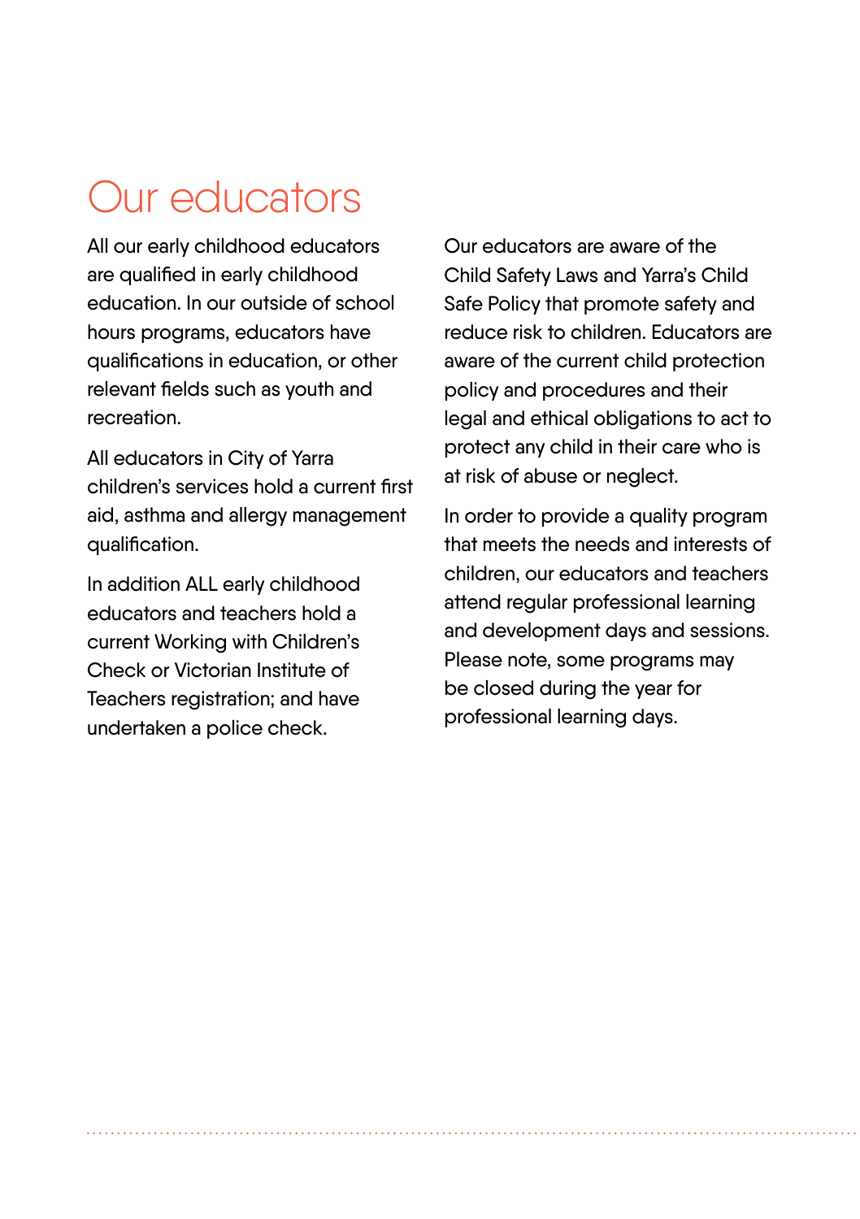# Our educators

All our early childhood educators are qualified in early childhood education. In our outside of school hours programs, educators have qualifications in education, or other relevant fields such as youth and recreation.

All educators in City of Yarra children's services hold a current first aid, asthma and allergy management qualification.

In addition ALL early childhood educators and teachers hold a current Working with Children's Check or Victorian Institute of Teachers registration; and have undertaken a police check.

Our educators are aware of the Child Safety Laws and Yarra's Child Safe Policy that promote safety and reduce risk to children. Educators are aware of the current child protection policy and procedures and their legal and ethical obligations to act to protect any child in their care who is at risk of abuse or neglect.

In order to provide a quality program that meets the needs and interests of children, our educators and teachers attend regular professional learning and development days and sessions. Please note, some programs may be closed during the year for professional learning days.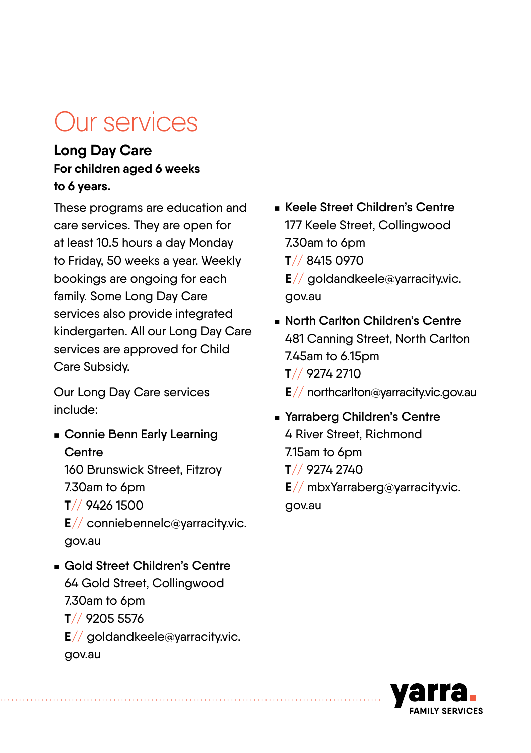# Our services

## Long Day Care

**For children aged 6 weeks to 6 years.**

These programs are education and care services. They are open for at least 10.5 hours a day Monday to Friday, 50 weeks a year. Weekly bookings are ongoing for each family. Some Long Day Care services also provide integrated kindergarten. All our Long Day Care services are approved for Child Care Subsidy.

Our Long Day Care services include:

- **Connie Benn Early Learning Centre**
  160 Brunswick Street, Fitzroy
  7.30am to 6pm
  **T**// 9426 1500
  **E**// conniebennelc@yarracity.vic.gov.au

- **Gold Street Children's Centre**
  64 Gold Street, Collingwood
  7.30am to 6pm
  **T**// 9205 5576
  **E**// goldandkeele@yarracity.vic.gov.au

- **Keele Street Children's Centre**
  177 Keele Street, Collingwood
  7.30am to 6pm
  **T**// 8415 0970
  **E**// goldandkeele@yarracity.vic.gov.au

- **North Carlton Children's Centre**
  481 Canning Street, North Carlton
  7.45am to 6.15pm
  **T**// 9274 2710
  **E**// northcarlton@yarracity.vic.gov.au

- **Yarraberg Children's Centre**
  4 River Street, Richmond
  7.15am to 6pm
  **T**// 9274 2740
  **E**// mbxYarraberg@yarracity.vic.gov.au

yarra. FAMILY SERVICES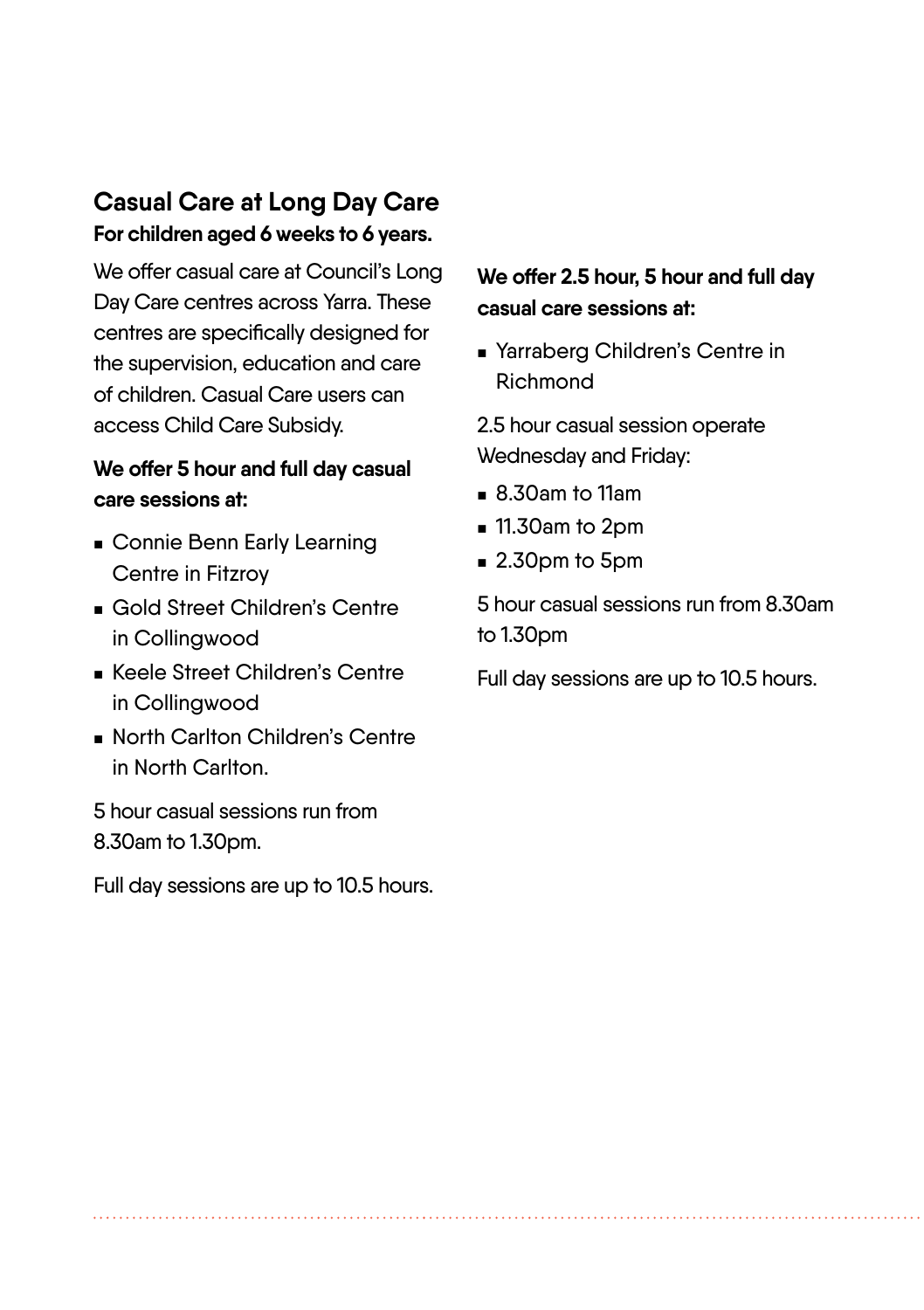## Casual Care at Long Day Care

**For children aged 6 weeks to 6 years.**

We offer casual care at Council's Long Day Care centres across Yarra. These centres are specifically designed for the supervision, education and care of children. Casual Care users can access Child Care Subsidy.

**We offer 5 hour and full day casual care sessions at:**

- Connie Benn Early Learning Centre in Fitzroy
- Gold Street Children's Centre in Collingwood
- Keele Street Children's Centre in Collingwood
- North Carlton Children's Centre in North Carlton.

5 hour casual sessions run from 8.30am to 1.30pm.

Full day sessions are up to 10.5 hours.

**We offer 2.5 hour, 5 hour and full day casual care sessions at:**

- Yarraberg Children's Centre in Richmond

2.5 hour casual session operate Wednesday and Friday:

- 8.30am to 11am
- 11.30am to 2pm
- 2.30pm to 5pm

5 hour casual sessions run from 8.30am to 1.30pm

Full day sessions are up to 10.5 hours.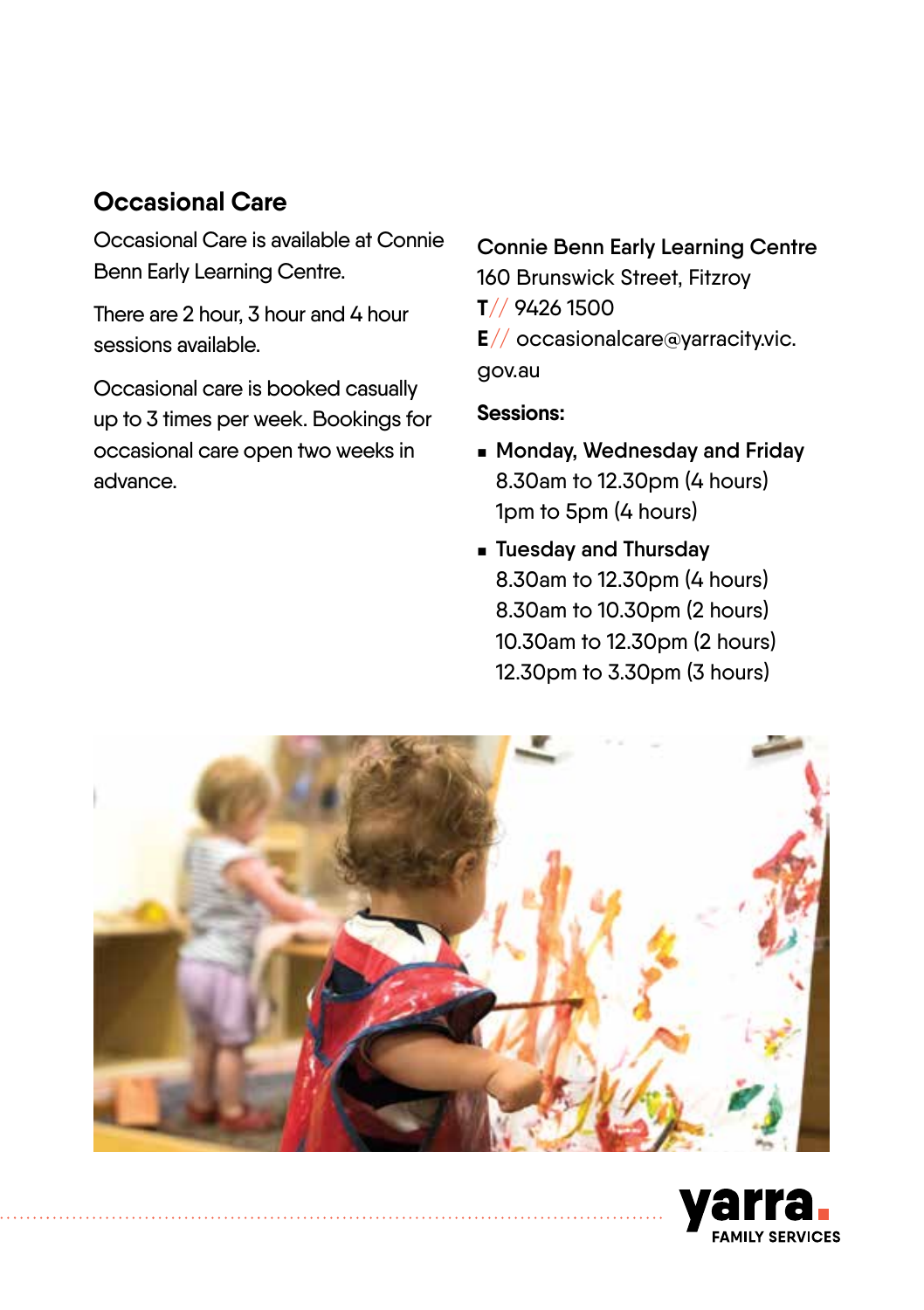## Occasional Care

Occasional Care is available at Connie Benn Early Learning Centre.

There are 2 hour, 3 hour and 4 hour sessions available.

Occasional care is booked casually up to 3 times per week. Bookings for occasional care open two weeks in advance.

**Connie Benn Early Learning Centre**
160 Brunswick Street, Fitzroy
**T**// 9426 1500
**E**// occasionalcare@yarracity.vic.gov.au

**Sessions:**

- Monday, Wednesday and Friday
  8.30am to 12.30pm (4 hours)
  1pm to 5pm (4 hours)
- Tuesday and Thursday
  8.30am to 12.30pm (4 hours)
  8.30am to 10.30pm (2 hours)
  10.30am to 12.30pm (2 hours)
  12.30pm to 3.30pm (3 hours)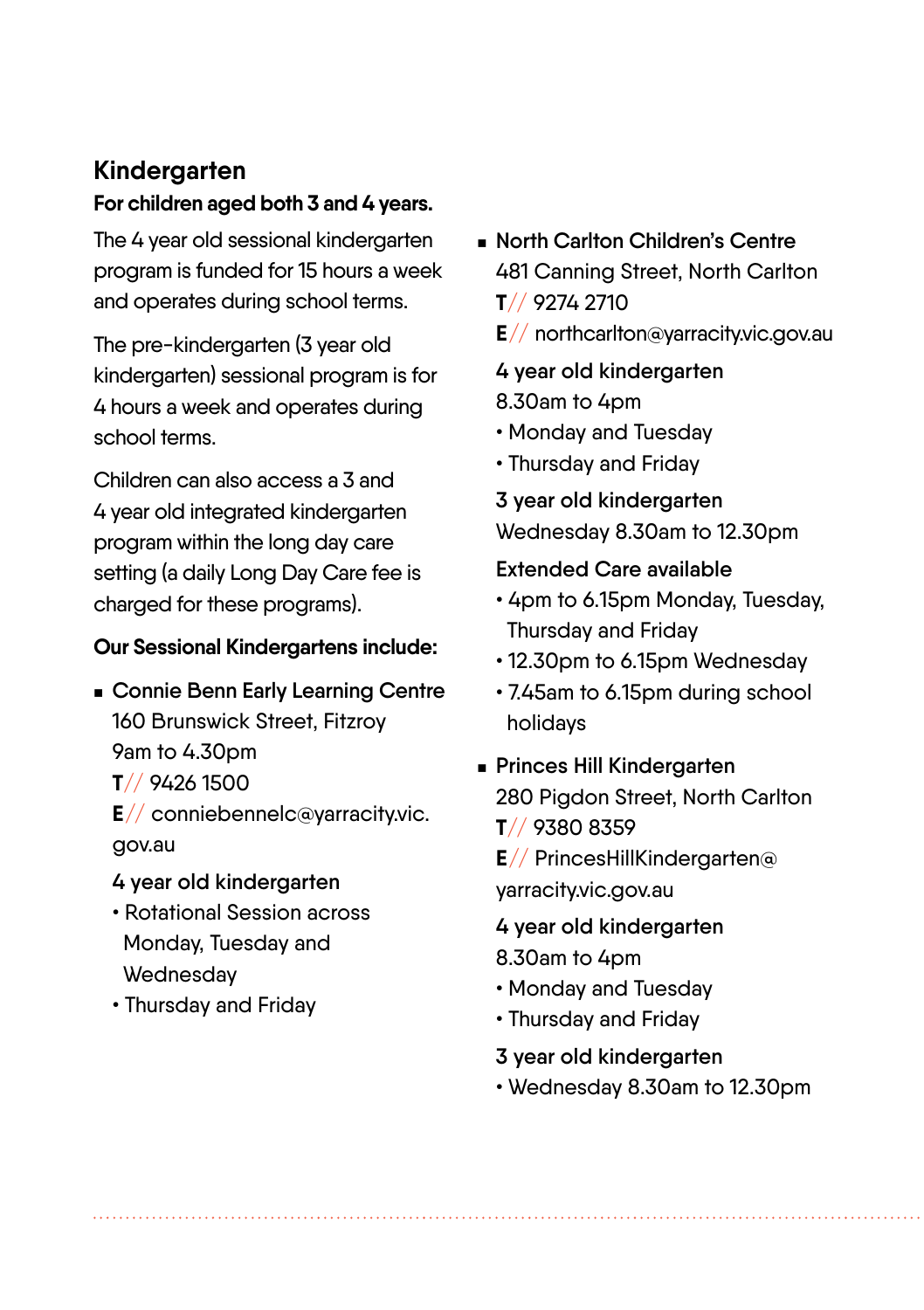## Kindergarten

**For children aged both 3 and 4 years.**

The 4 year old sessional kindergarten program is funded for 15 hours a week and operates during school terms.

The pre-kindergarten (3 year old kindergarten) sessional program is for 4 hours a week and operates during school terms.

Children can also access a 3 and 4 year old integrated kindergarten program within the long day care setting (a daily Long Day Care fee is charged for these programs).

**Our Sessional Kindergartens include:**

- **Connie Benn Early Learning Centre**
  160 Brunswick Street, Fitzroy
  9am to 4.30pm
  **T**// 9426 1500
  **E**// conniebennelc@yarracity.vic.gov.au

  **4 year old kindergarten**
  - Rotational Session across Monday, Tuesday and Wednesday
  - Thursday and Friday

- **North Carlton Children's Centre**
  481 Canning Street, North Carlton
  **T**// 9274 2710
  **E**// northcarlton@yarracity.vic.gov.au

  **4 year old kindergarten**
  8.30am to 4pm
  - Monday and Tuesday
  - Thursday and Friday

  **3 year old kindergarten**
  Wednesday 8.30am to 12.30pm

  **Extended Care available**
  - 4pm to 6.15pm Monday, Tuesday, Thursday and Friday
  - 12.30pm to 6.15pm Wednesday
  - 7.45am to 6.15pm during school holidays

- **Princes Hill Kindergarten**
  280 Pigdon Street, North Carlton
  **T**// 9380 8359
  **E**// PrincesHillKindergarten@yarracity.vic.gov.au

  **4 year old kindergarten**
  8.30am to 4pm
  - Monday and Tuesday
  - Thursday and Friday

  **3 year old kindergarten**
  - Wednesday 8.30am to 12.30pm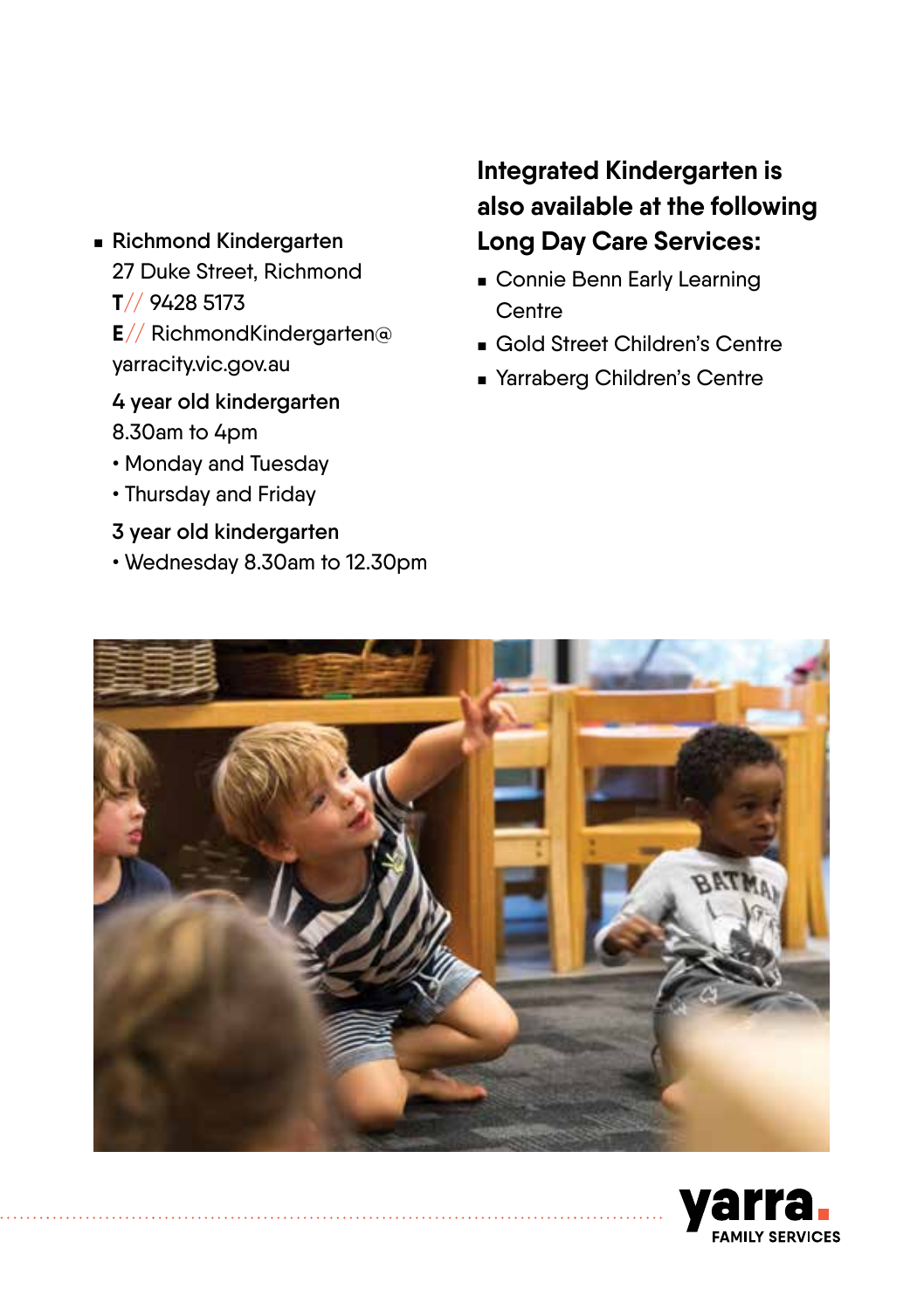- **Richmond Kindergarten**
  27 Duke Street, Richmond
  **T**// 9428 5173
  **E**// RichmondKindergarten@yarracity.vic.gov.au

  **4 year old kindergarten**
  8.30am to 4pm
  - Monday and Tuesday
  - Thursday and Friday

  **3 year old kindergarten**
  - Wednesday 8.30am to 12.30pm

## Integrated Kindergarten is also available at the following Long Day Care Services:

- Connie Benn Early Learning Centre
- Gold Street Children's Centre
- Yarraberg Children's Centre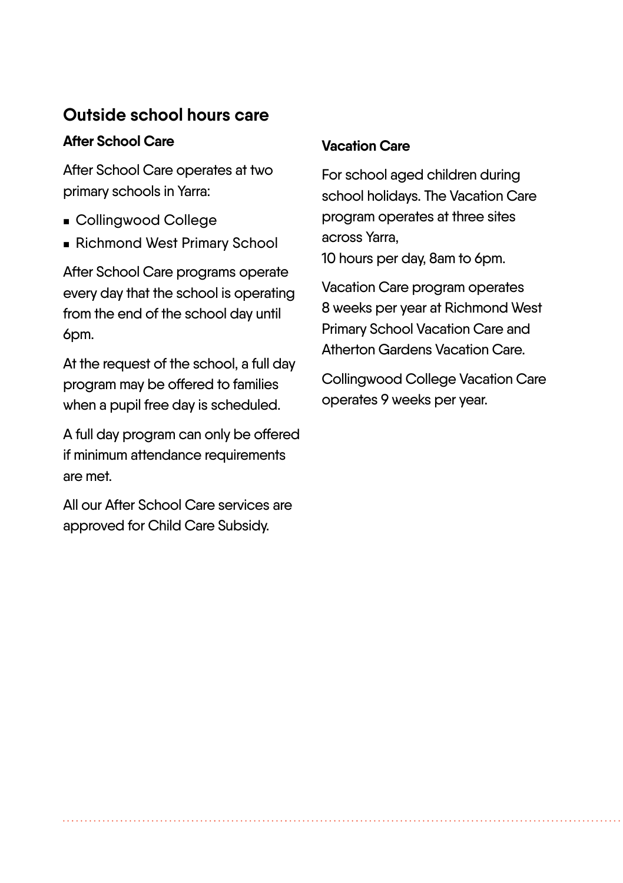## Outside school hours care

### After School Care

After School Care operates at two primary schools in Yarra:

- Collingwood College
- Richmond West Primary School

After School Care programs operate every day that the school is operating from the end of the school day until 6pm.

At the request of the school, a full day program may be offered to families when a pupil free day is scheduled.

A full day program can only be offered if minimum attendance requirements are met.

All our After School Care services are approved for Child Care Subsidy.

### Vacation Care

For school aged children during school holidays. The Vacation Care program operates at three sites across Yarra,
10 hours per day, 8am to 6pm.

Vacation Care program operates 8 weeks per year at Richmond West Primary School Vacation Care and Atherton Gardens Vacation Care.

Collingwood College Vacation Care operates 9 weeks per year.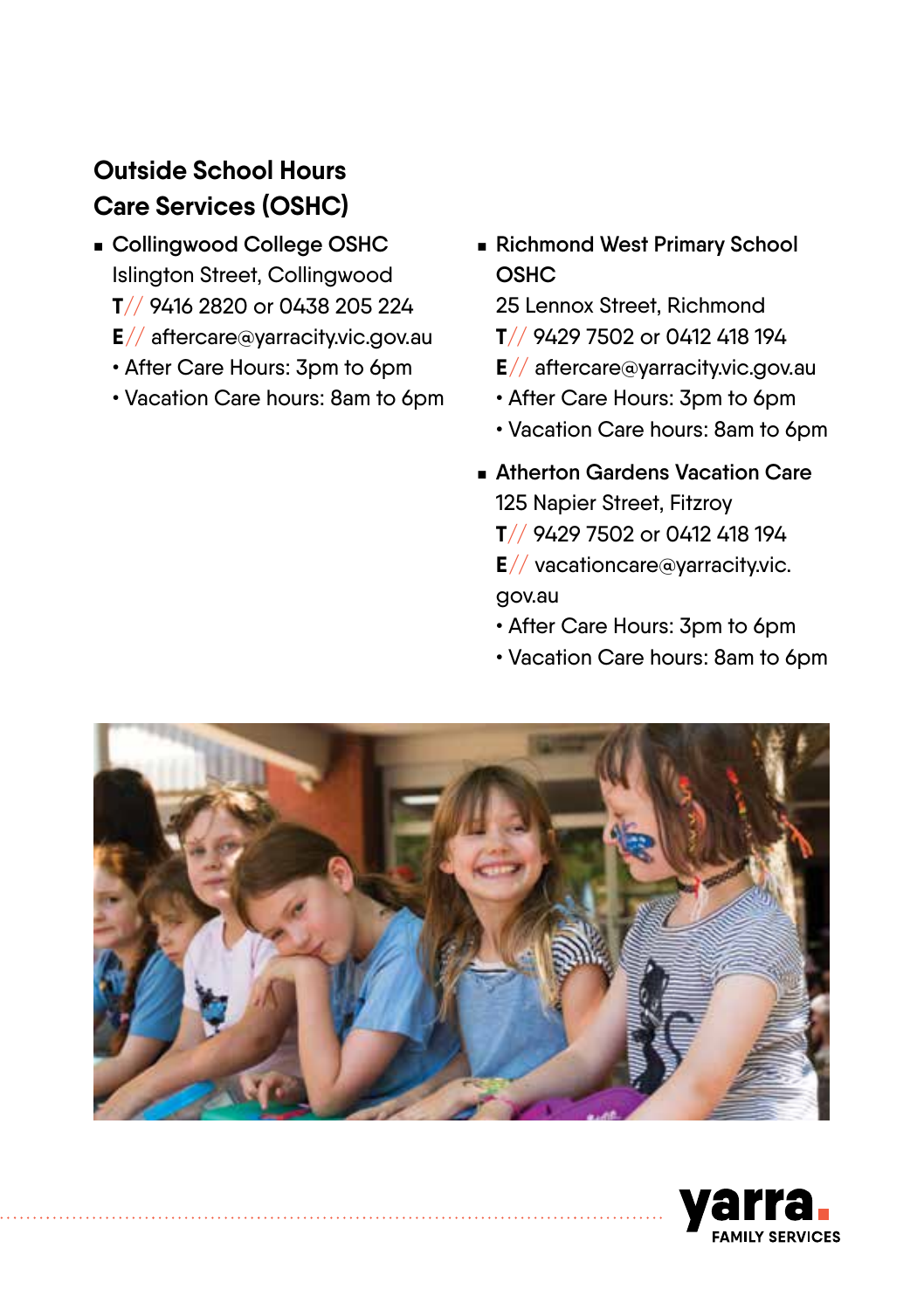## Outside School Hours Care Services (OSHC)

- **Collingwood College OSHC**
  Islington Street, Collingwood
  **T**// 9416 2820 or 0438 205 224
  **E**// aftercare@yarracity.vic.gov.au
  - After Care Hours: 3pm to 6pm
  - Vacation Care hours: 8am to 6pm

- **Richmond West Primary School OSHC**
  25 Lennox Street, Richmond
  **T**// 9429 7502 or 0412 418 194
  **E**// aftercare@yarracity.vic.gov.au
  - After Care Hours: 3pm to 6pm
  - Vacation Care hours: 8am to 6pm

- **Atherton Gardens Vacation Care**
  125 Napier Street, Fitzroy
  **T**// 9429 7502 or 0412 418 194
  **E**// vacationcare@yarracity.vic.gov.au
  - After Care Hours: 3pm to 6pm
  - Vacation Care hours: 8am to 6pm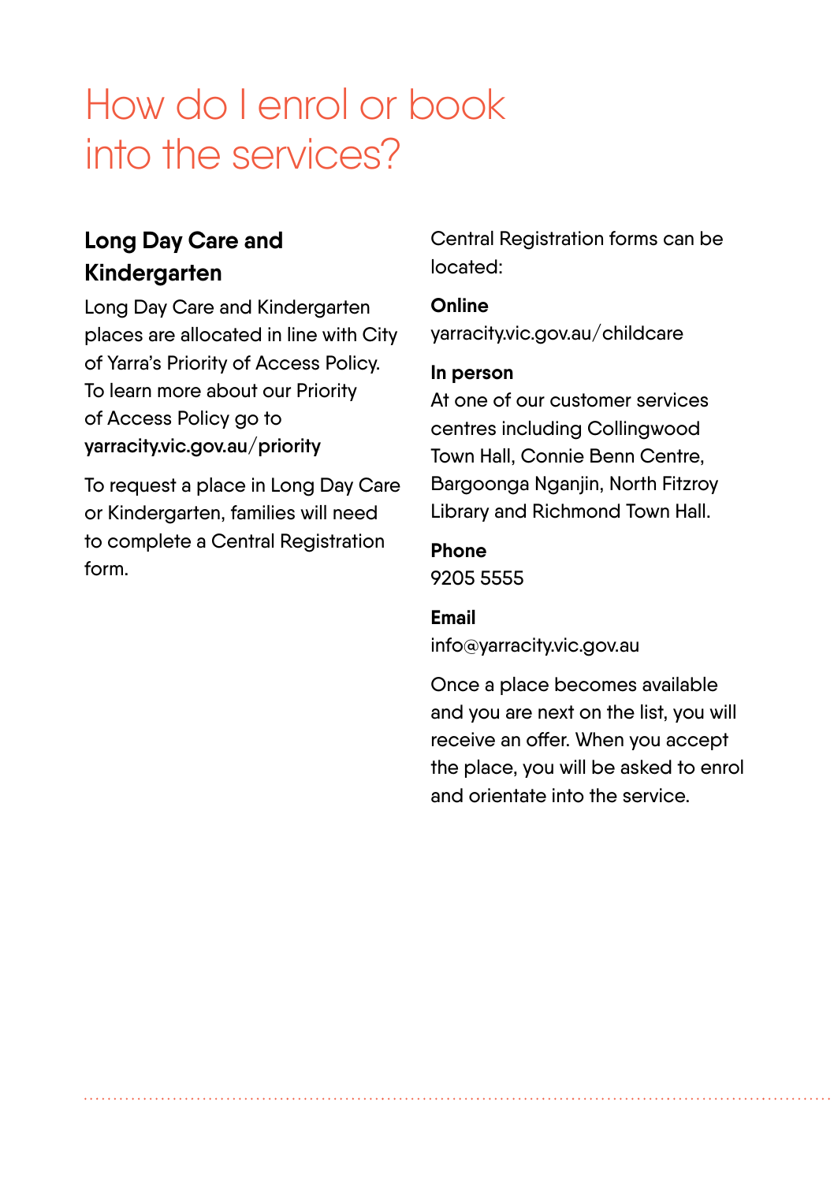# How do I enrol or book into the services?

## Long Day Care and Kindergarten

Long Day Care and Kindergarten places are allocated in line with City of Yarra's Priority of Access Policy. To learn more about our Priority of Access Policy go to **yarracity.vic.gov.au/priority**

To request a place in Long Day Care or Kindergarten, families will need to complete a Central Registration form.

Central Registration forms can be located:

**Online**
yarracity.vic.gov.au/childcare

**In person**
At one of our customer services centres including Collingwood Town Hall, Connie Benn Centre, Bargoonga Nganjin, North Fitzroy Library and Richmond Town Hall.

**Phone**
9205 5555

**Email**
info@yarracity.vic.gov.au

Once a place becomes available and you are next on the list, you will receive an offer. When you accept the place, you will be asked to enrol and orientate into the service.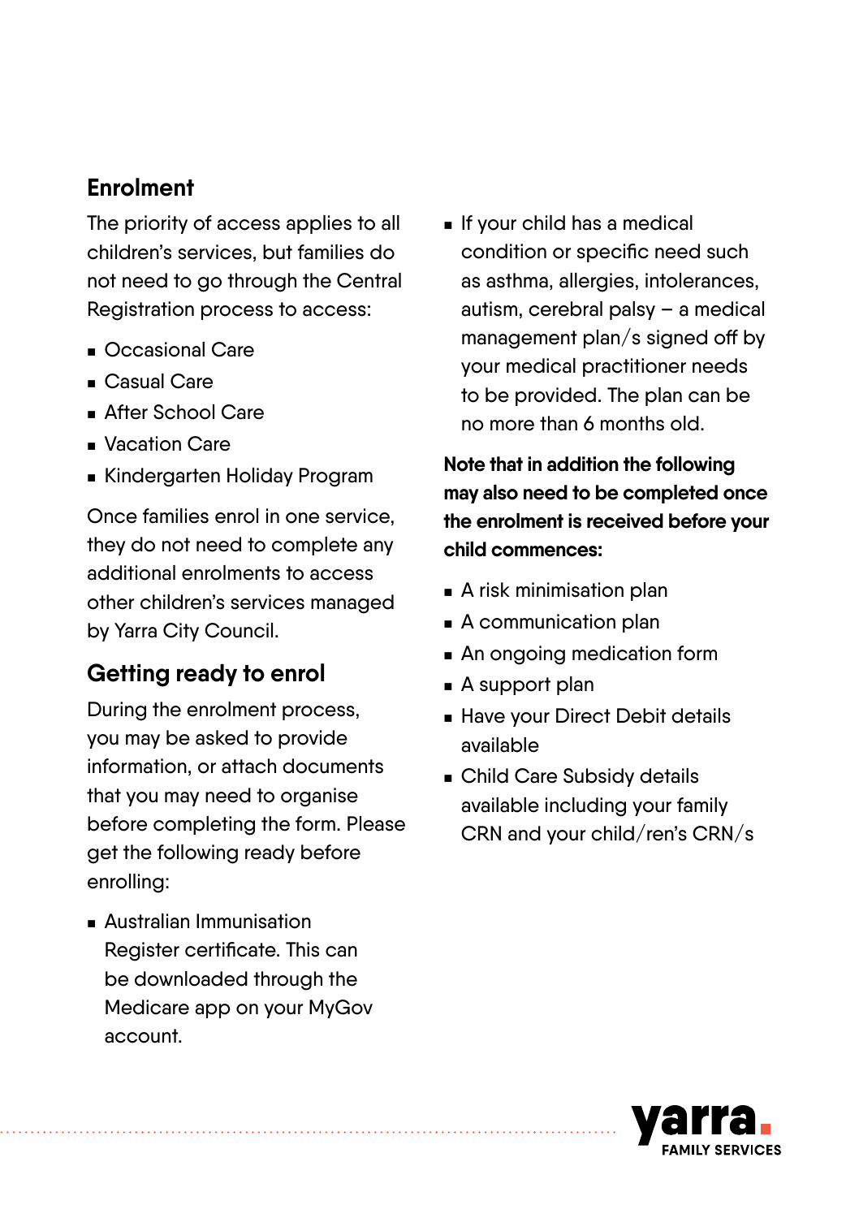## Enrolment

The priority of access applies to all children's services, but families do not need to go through the Central Registration process to access:

- Occasional Care
- Casual Care
- After School Care
- Vacation Care
- Kindergarten Holiday Program

Once families enrol in one service, they do not need to complete any additional enrolments to access other children's services managed by Yarra City Council.

## Getting ready to enrol

During the enrolment process, you may be asked to provide information, or attach documents that you may need to organise before completing the form. Please get the following ready before enrolling:

- Australian Immunisation Register certificate. This can be downloaded through the Medicare app on your MyGov account.
- If your child has a medical condition or specific need such as asthma, allergies, intolerances, autism, cerebral palsy – a medical management plan/s signed off by your medical practitioner needs to be provided. The plan can be no more than 6 months old.

**Note that in addition the following may also need to be completed once the enrolment is received before your child commences:**

- A risk minimisation plan
- A communication plan
- An ongoing medication form
- A support plan
- Have your Direct Debit details available
- Child Care Subsidy details available including your family CRN and your child/ren's CRN/s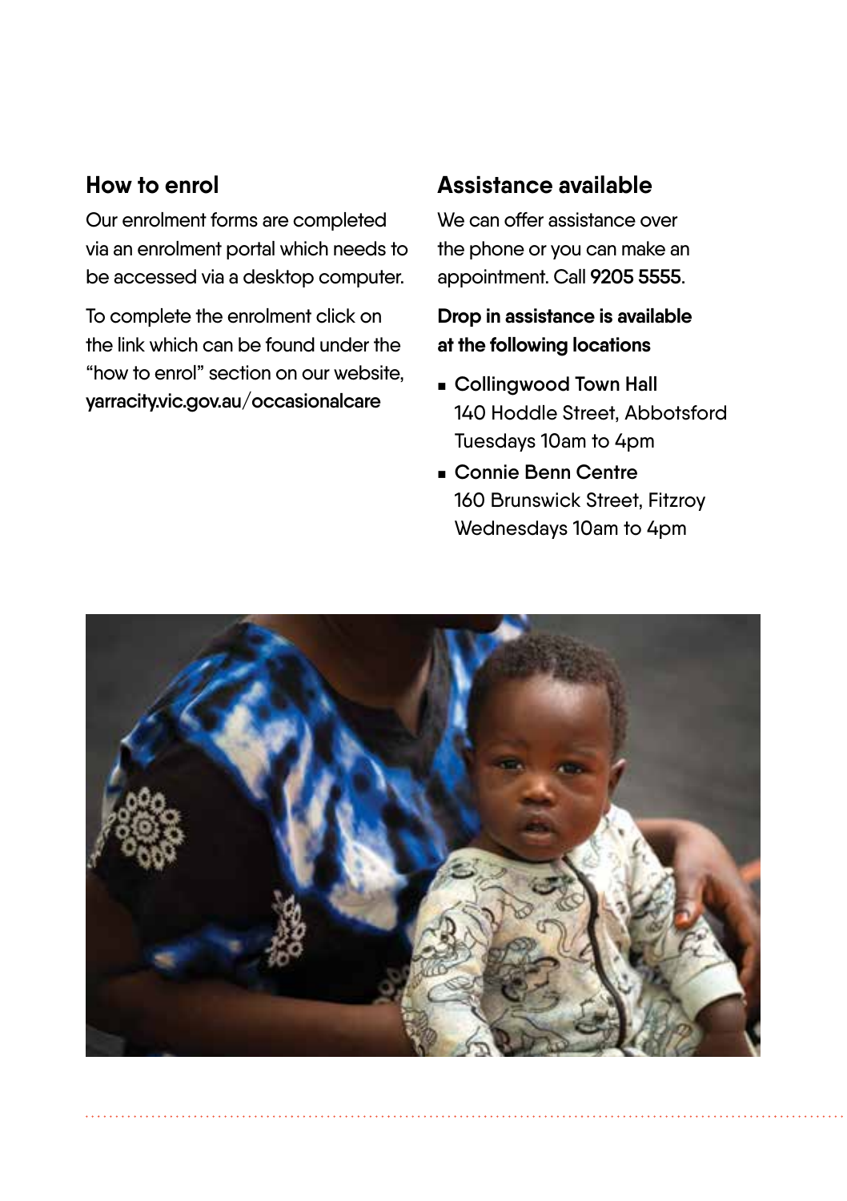## How to enrol

Our enrolment forms are completed via an enrolment portal which needs to be accessed via a desktop computer.

To complete the enrolment click on the link which can be found under the "how to enrol" section on our website, **yarracity.vic.gov.au/occasionalcare**

## Assistance available

We can offer assistance over the phone or you can make an appointment. Call **9205 5555**.

**Drop in assistance is available at the following locations**

- **Collingwood Town Hall**
  140 Hoddle Street, Abbotsford
  Tuesdays 10am to 4pm
- **Connie Benn Centre**
  160 Brunswick Street, Fitzroy
  Wednesdays 10am to 4pm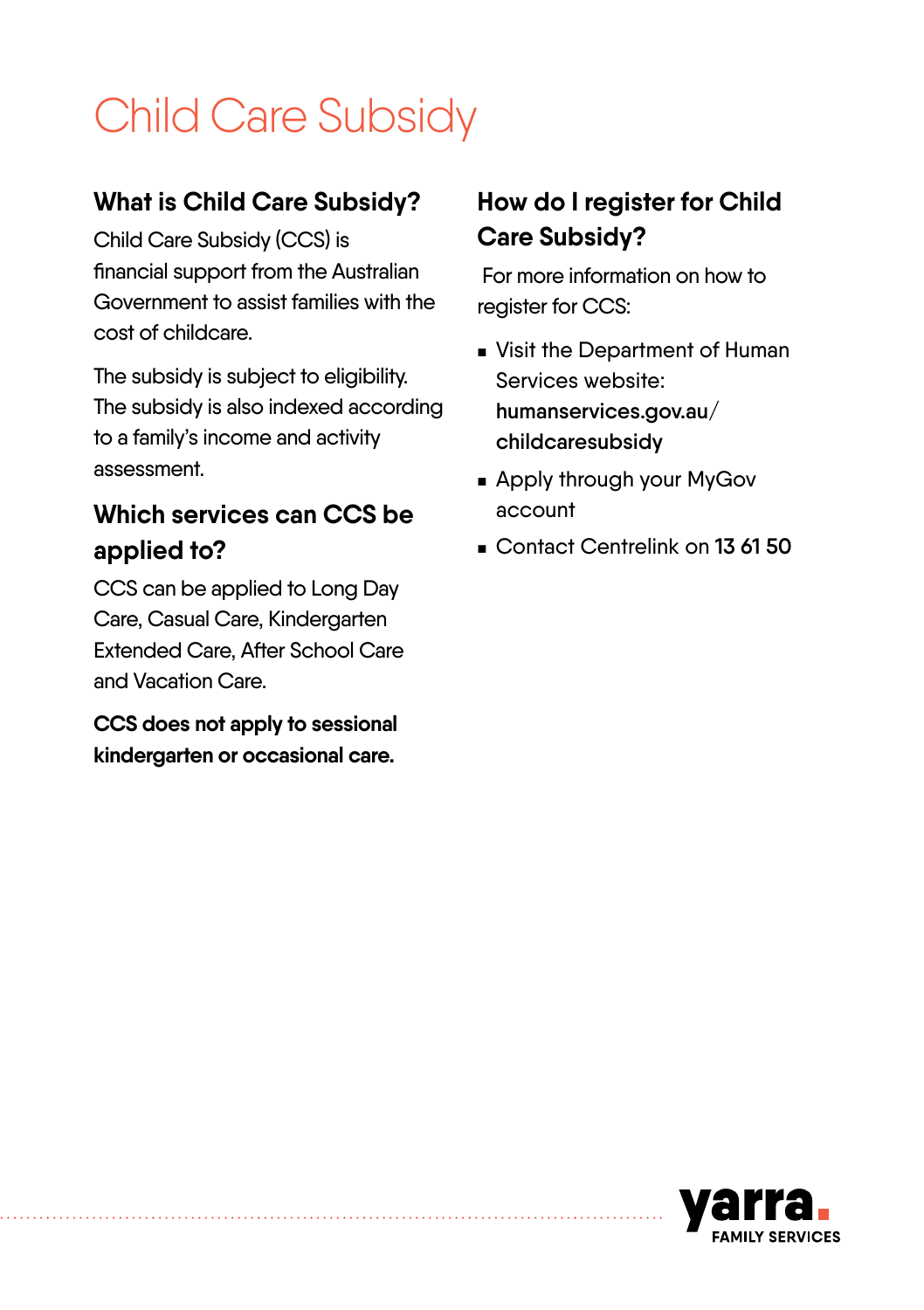# Child Care Subsidy

## What is Child Care Subsidy?

Child Care Subsidy (CCS) is financial support from the Australian Government to assist families with the cost of childcare.

The subsidy is subject to eligibility. The subsidy is also indexed according to a family's income and activity assessment.

## Which services can CCS be applied to?

CCS can be applied to Long Day Care, Casual Care, Kindergarten Extended Care, After School Care and Vacation Care.

**CCS does not apply to sessional kindergarten or occasional care.**

## How do I register for Child Care Subsidy?

For more information on how to register for CCS:

- Visit the Department of Human Services website: **humanservices.gov.au/childcaresubsidy**
- Apply through your MyGov account
- Contact Centrelink on **13 61 50**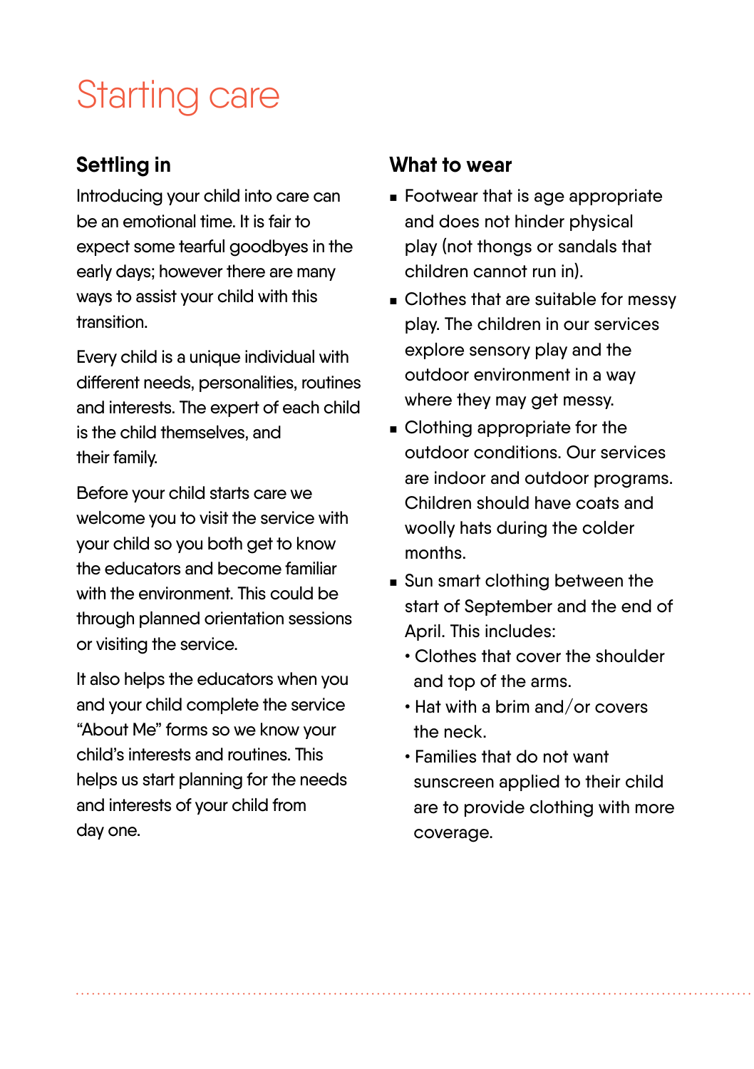# Starting care

## Settling in

Introducing your child into care can be an emotional time. It is fair to expect some tearful goodbyes in the early days; however there are many ways to assist your child with this transition.

Every child is a unique individual with different needs, personalities, routines and interests. The expert of each child is the child themselves, and their family.

Before your child starts care we welcome you to visit the service with your child so you both get to know the educators and become familiar with the environment. This could be through planned orientation sessions or visiting the service.

It also helps the educators when you and your child complete the service "About Me" forms so we know your child's interests and routines. This helps us start planning for the needs and interests of your child from day one.

## What to wear

- Footwear that is age appropriate and does not hinder physical play (not thongs or sandals that children cannot run in).
- Clothes that are suitable for messy play. The children in our services explore sensory play and the outdoor environment in a way where they may get messy.
- Clothing appropriate for the outdoor conditions. Our services are indoor and outdoor programs. Children should have coats and woolly hats during the colder months.
- Sun smart clothing between the start of September and the end of April. This includes:
  - Clothes that cover the shoulder and top of the arms.
  - Hat with a brim and/or covers the neck.
  - Families that do not want sunscreen applied to their child are to provide clothing with more coverage.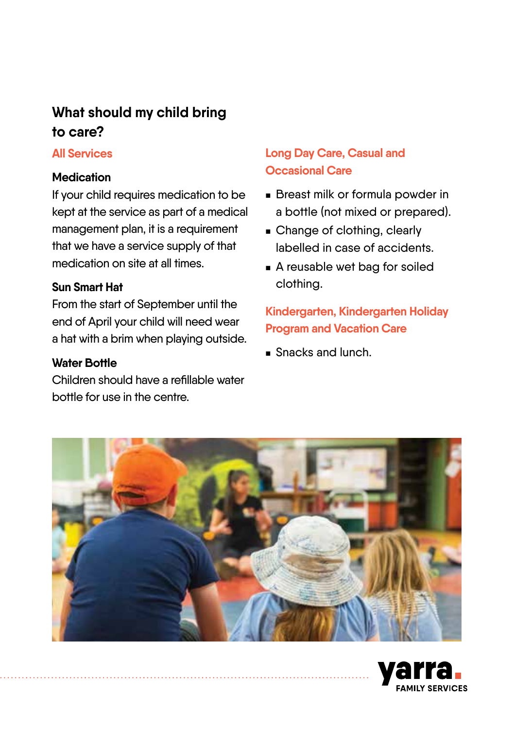## What should my child bring to care?

### All Services

**Medication**

If your child requires medication to be kept at the service as part of a medical management plan, it is a requirement that we have a service supply of that medication on site at all times.

**Sun Smart Hat**

From the start of September until the end of April your child will need wear a hat with a brim when playing outside.

**Water Bottle**

Children should have a refillable water bottle for use in the centre.

### Long Day Care, Casual and Occasional Care

- Breast milk or formula powder in a bottle (not mixed or prepared).
- Change of clothing, clearly labelled in case of accidents.
- A reusable wet bag for soiled clothing.

### Kindergarten, Kindergarten Holiday Program and Vacation Care

- Snacks and lunch.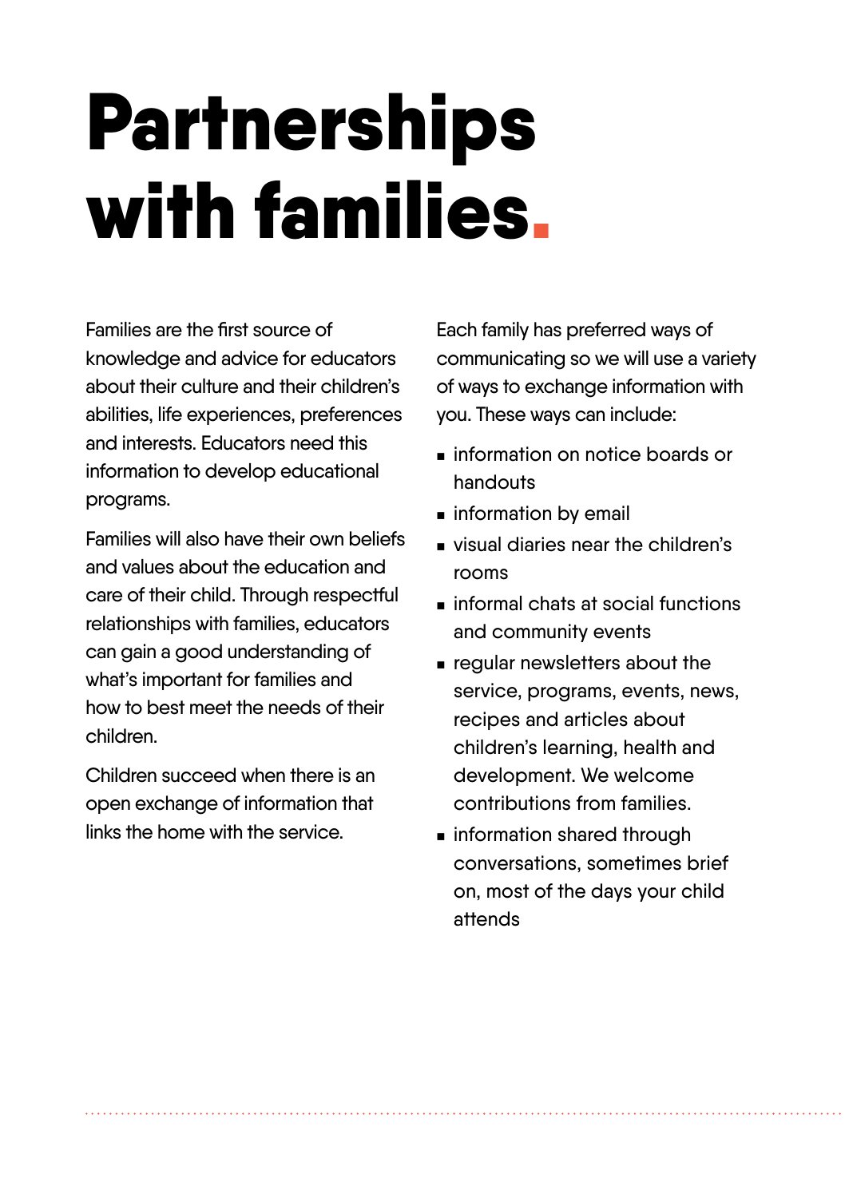# Partnerships with families.

Families are the first source of knowledge and advice for educators about their culture and their children's abilities, life experiences, preferences and interests. Educators need this information to develop educational programs.

Families will also have their own beliefs and values about the education and care of their child. Through respectful relationships with families, educators can gain a good understanding of what's important for families and how to best meet the needs of their children.

Children succeed when there is an open exchange of information that links the home with the service.

Each family has preferred ways of communicating so we will use a variety of ways to exchange information with you. These ways can include:

- information on notice boards or handouts
- information by email
- visual diaries near the children's rooms
- informal chats at social functions and community events
- regular newsletters about the service, programs, events, news, recipes and articles about children's learning, health and development. We welcome contributions from families.
- information shared through conversations, sometimes brief on, most of the days your child attends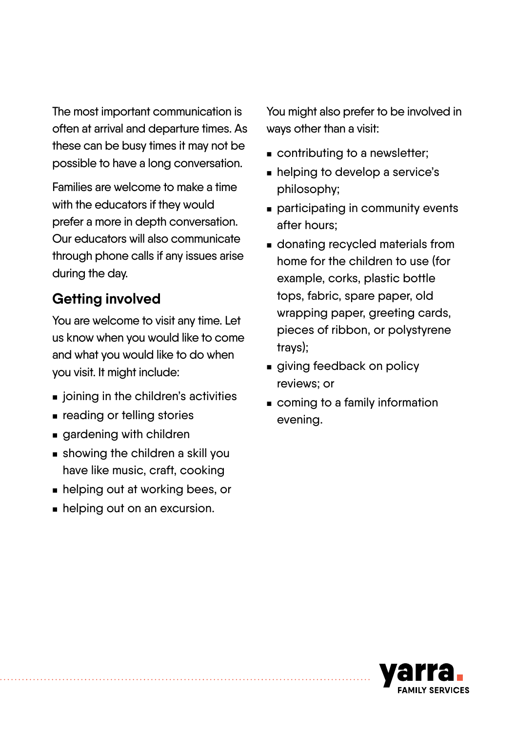The most important communication is often at arrival and departure times. As these can be busy times it may not be possible to have a long conversation.

Families are welcome to make a time with the educators if they would prefer a more in depth conversation. Our educators will also communicate through phone calls if any issues arise during the day.

## Getting involved

You are welcome to visit any time. Let us know when you would like to come and what you would like to do when you visit. It might include:

- joining in the children's activities
- reading or telling stories
- gardening with children
- showing the children a skill you have like music, craft, cooking
- helping out at working bees, or
- helping out on an excursion.

You might also prefer to be involved in ways other than a visit:

- contributing to a newsletter;
- helping to develop a service's philosophy;
- participating in community events after hours;
- donating recycled materials from home for the children to use (for example, corks, plastic bottle tops, fabric, spare paper, old wrapping paper, greeting cards, pieces of ribbon, or polystyrene trays);
- giving feedback on policy reviews; or
- coming to a family information evening.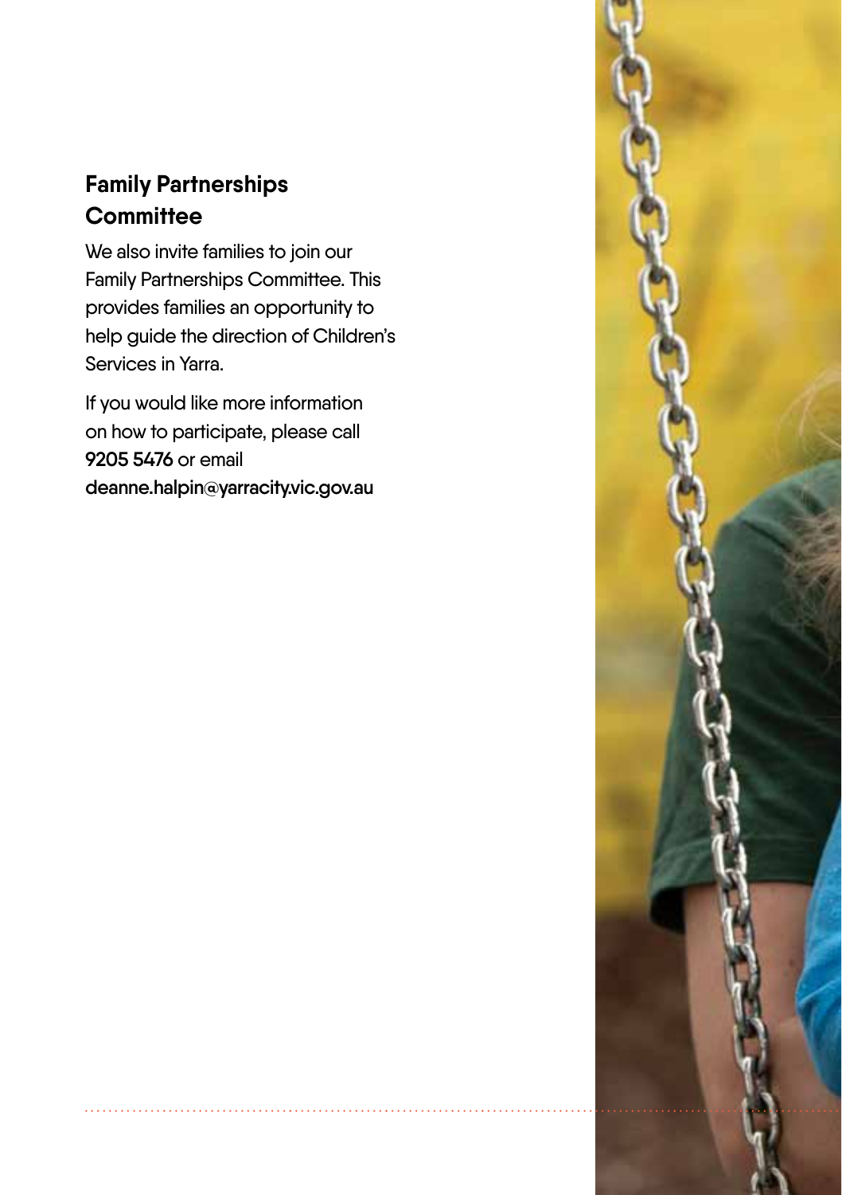## Family Partnerships Committee

We also invite families to join our Family Partnerships Committee. This provides families an opportunity to help guide the direction of Children's Services in Yarra.

If you would like more information on how to participate, please call **9205 5476** or email **deanne.halpin@yarracity.vic.gov.au**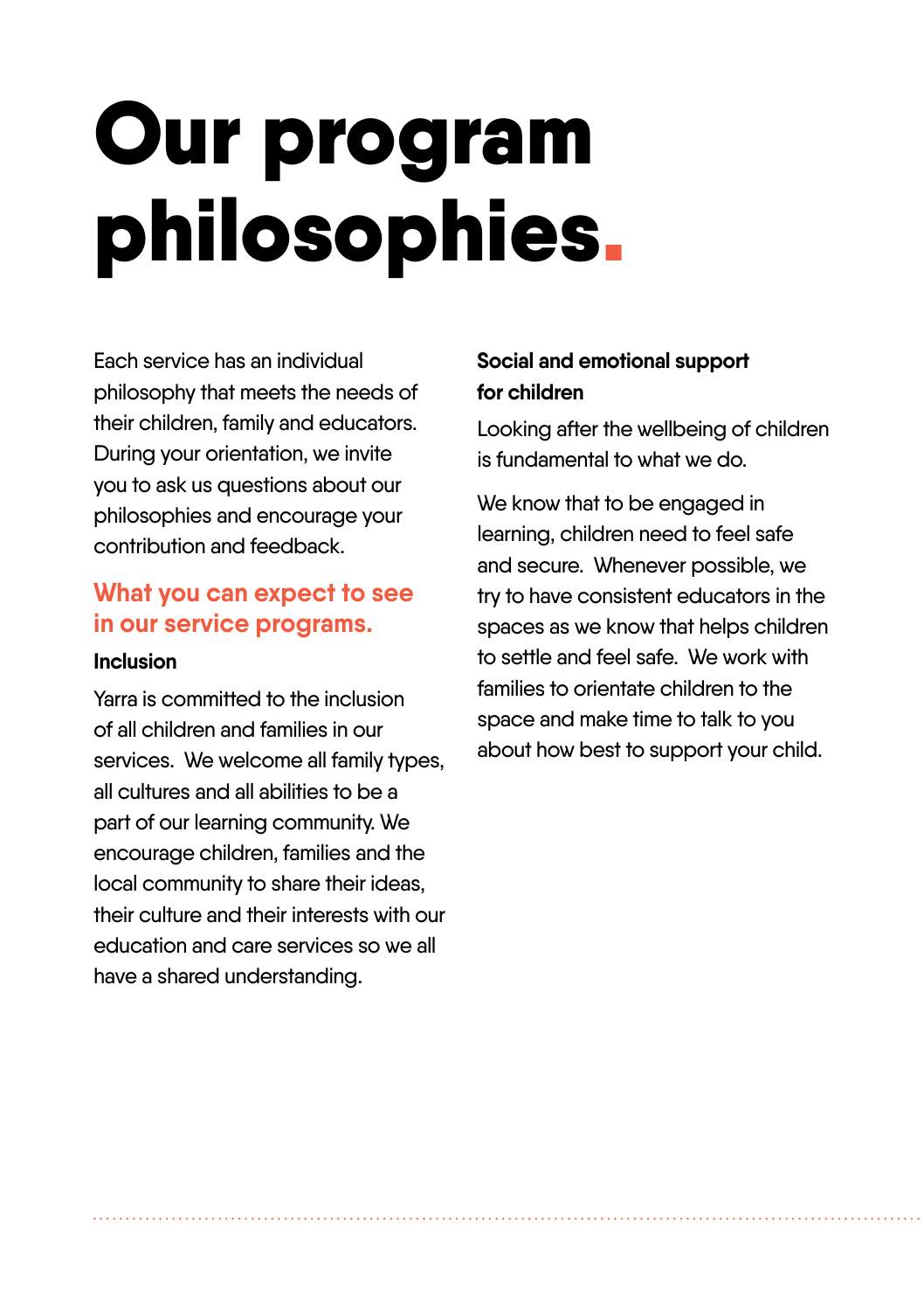# Our program philosophies.

Each service has an individual philosophy that meets the needs of their children, family and educators. During your orientation, we invite you to ask us questions about our philosophies and encourage your contribution and feedback.

## What you can expect to see in our service programs.

### Inclusion

Yarra is committed to the inclusion of all children and families in our services. We welcome all family types, all cultures and all abilities to be a part of our learning community. We encourage children, families and the local community to share their ideas, their culture and their interests with our education and care services so we all have a shared understanding.

### Social and emotional support for children

Looking after the wellbeing of children is fundamental to what we do.

We know that to be engaged in learning, children need to feel safe and secure. Whenever possible, we try to have consistent educators in the spaces as we know that helps children to settle and feel safe. We work with families to orientate children to the space and make time to talk to you about how best to support your child.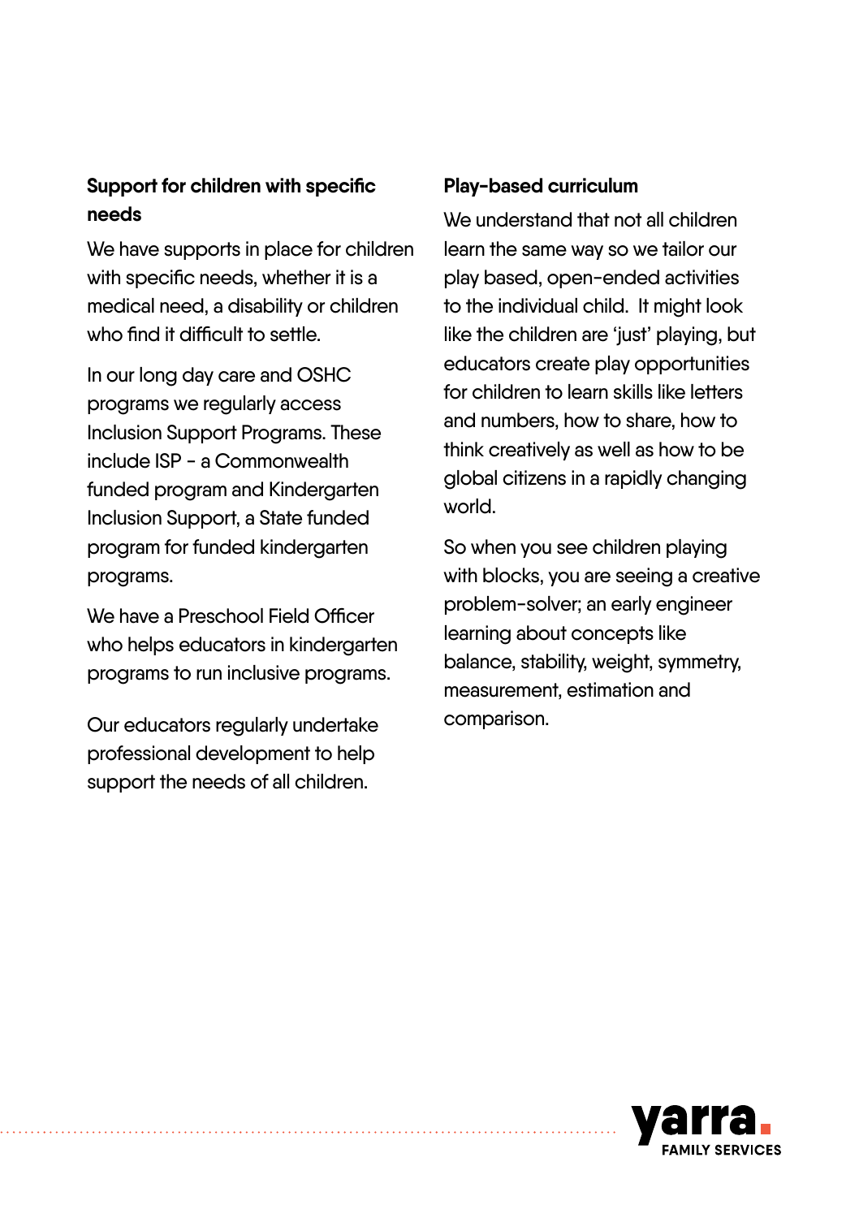### Support for children with specific needs

We have supports in place for children with specific needs, whether it is a medical need, a disability or children who find it difficult to settle.

In our long day care and OSHC programs we regularly access Inclusion Support Programs. These include ISP - a Commonwealth funded program and Kindergarten Inclusion Support, a State funded program for funded kindergarten programs.

We have a Preschool Field Officer who helps educators in kindergarten programs to run inclusive programs.

Our educators regularly undertake professional development to help support the needs of all children.

### Play-based curriculum

We understand that not all children learn the same way so we tailor our play based, open-ended activities to the individual child. It might look like the children are 'just' playing, but educators create play opportunities for children to learn skills like letters and numbers, how to share, how to think creatively as well as how to be global citizens in a rapidly changing world.

So when you see children playing with blocks, you are seeing a creative problem-solver; an early engineer learning about concepts like balance, stability, weight, symmetry, measurement, estimation and comparison.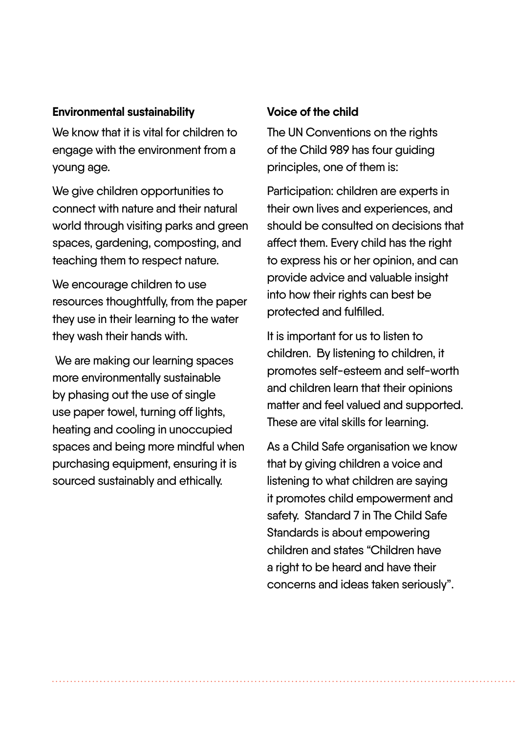## Environmental sustainability

We know that it is vital for children to engage with the environment from a young age.

We give children opportunities to connect with nature and their natural world through visiting parks and green spaces, gardening, composting, and teaching them to respect nature.

We encourage children to use resources thoughtfully, from the paper they use in their learning to the water they wash their hands with.

We are making our learning spaces more environmentally sustainable by phasing out the use of single use paper towel, turning off lights, heating and cooling in unoccupied spaces and being more mindful when purchasing equipment, ensuring it is sourced sustainably and ethically.

## Voice of the child

The UN Conventions on the rights of the Child 989 has four guiding principles, one of them is:

Participation: children are experts in their own lives and experiences, and should be consulted on decisions that affect them. Every child has the right to express his or her opinion, and can provide advice and valuable insight into how their rights can best be protected and fulfilled.

It is important for us to listen to children. By listening to children, it promotes self-esteem and self-worth and children learn that their opinions matter and feel valued and supported. These are vital skills for learning.

As a Child Safe organisation we know that by giving children a voice and listening to what children are saying it promotes child empowerment and safety. Standard 7 in The Child Safe Standards is about empowering children and states "Children have a right to be heard and have their concerns and ideas taken seriously".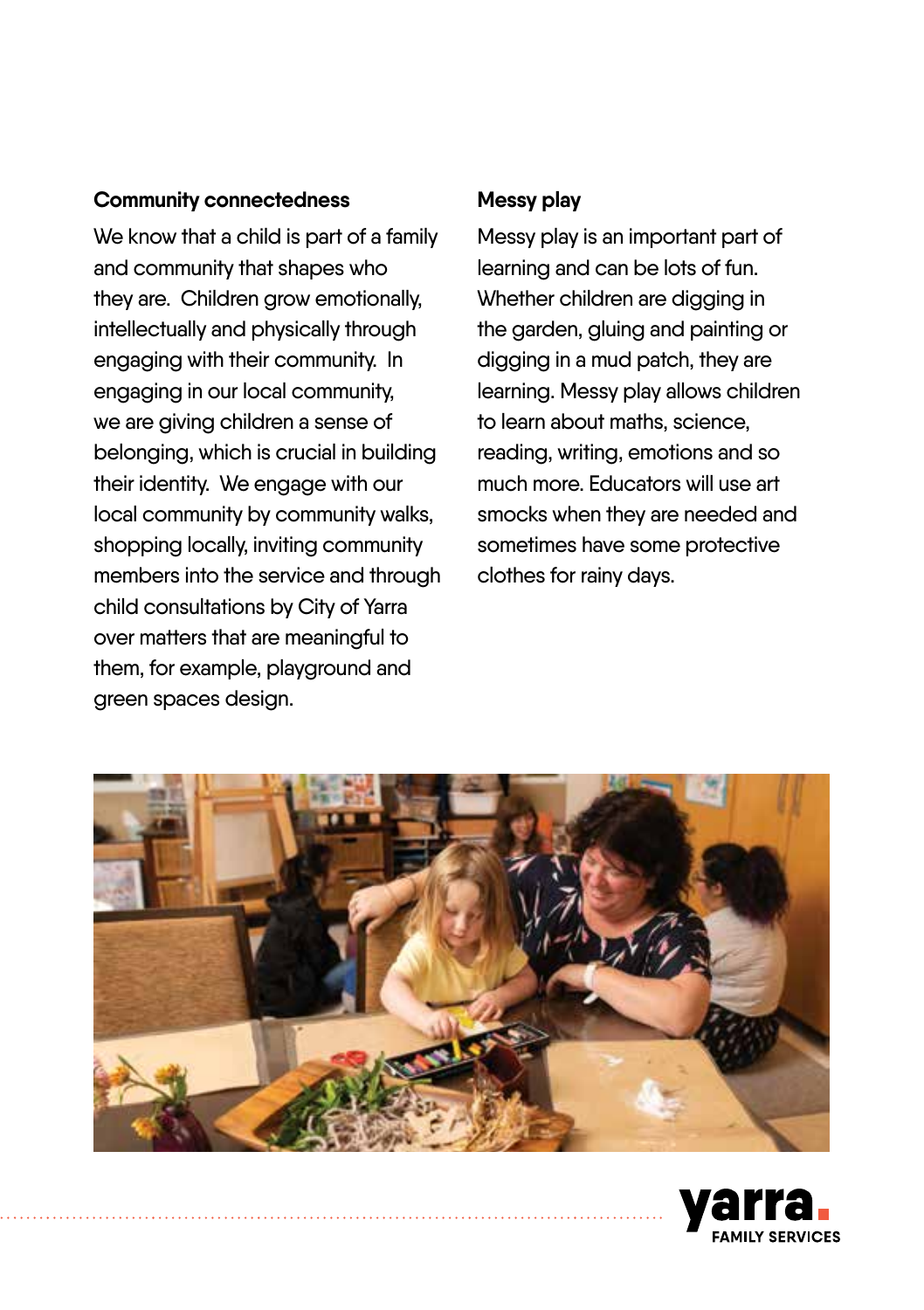### Community connectedness

We know that a child is part of a family and community that shapes who they are. Children grow emotionally, intellectually and physically through engaging with their community. In engaging in our local community, we are giving children a sense of belonging, which is crucial in building their identity. We engage with our local community by community walks, shopping locally, inviting community members into the service and through child consultations by City of Yarra over matters that are meaningful to them, for example, playground and green spaces design.

### Messy play

Messy play is an important part of learning and can be lots of fun. Whether children are digging in the garden, gluing and painting or digging in a mud patch, they are learning. Messy play allows children to learn about maths, science, reading, writing, emotions and so much more. Educators will use art smocks when they are needed and sometimes have some protective clothes for rainy days.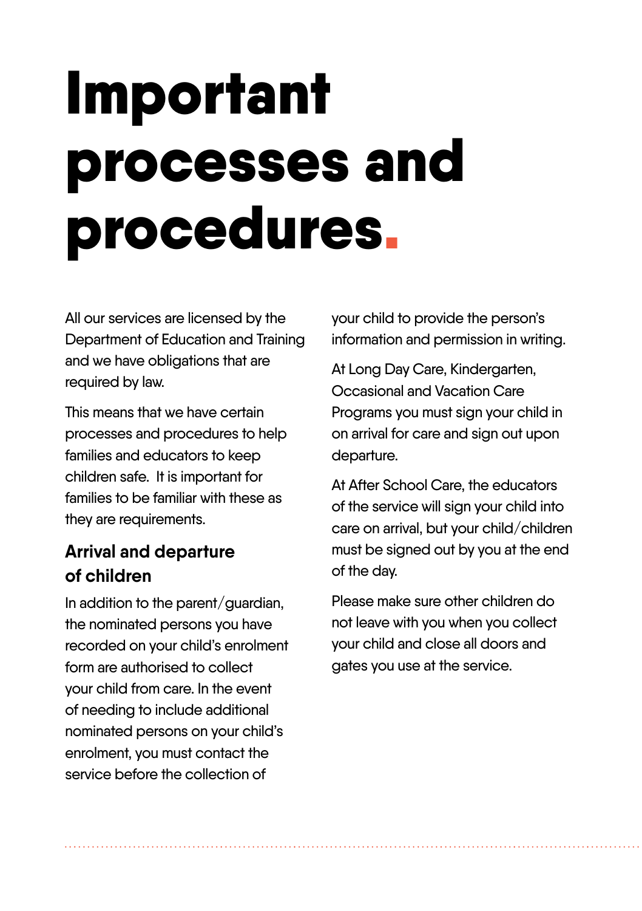# Important processes and procedures.

All our services are licensed by the Department of Education and Training and we have obligations that are required by law.

This means that we have certain processes and procedures to help families and educators to keep children safe. It is important for families to be familiar with these as they are requirements.

## Arrival and departure of children

In addition to the parent/guardian, the nominated persons you have recorded on your child's enrolment form are authorised to collect your child from care. In the event of needing to include additional nominated persons on your child's enrolment, you must contact the service before the collection of your child to provide the person's information and permission in writing.

At Long Day Care, Kindergarten, Occasional and Vacation Care Programs you must sign your child in on arrival for care and sign out upon departure.

At After School Care, the educators of the service will sign your child into care on arrival, but your child/children must be signed out by you at the end of the day.

Please make sure other children do not leave with you when you collect your child and close all doors and gates you use at the service.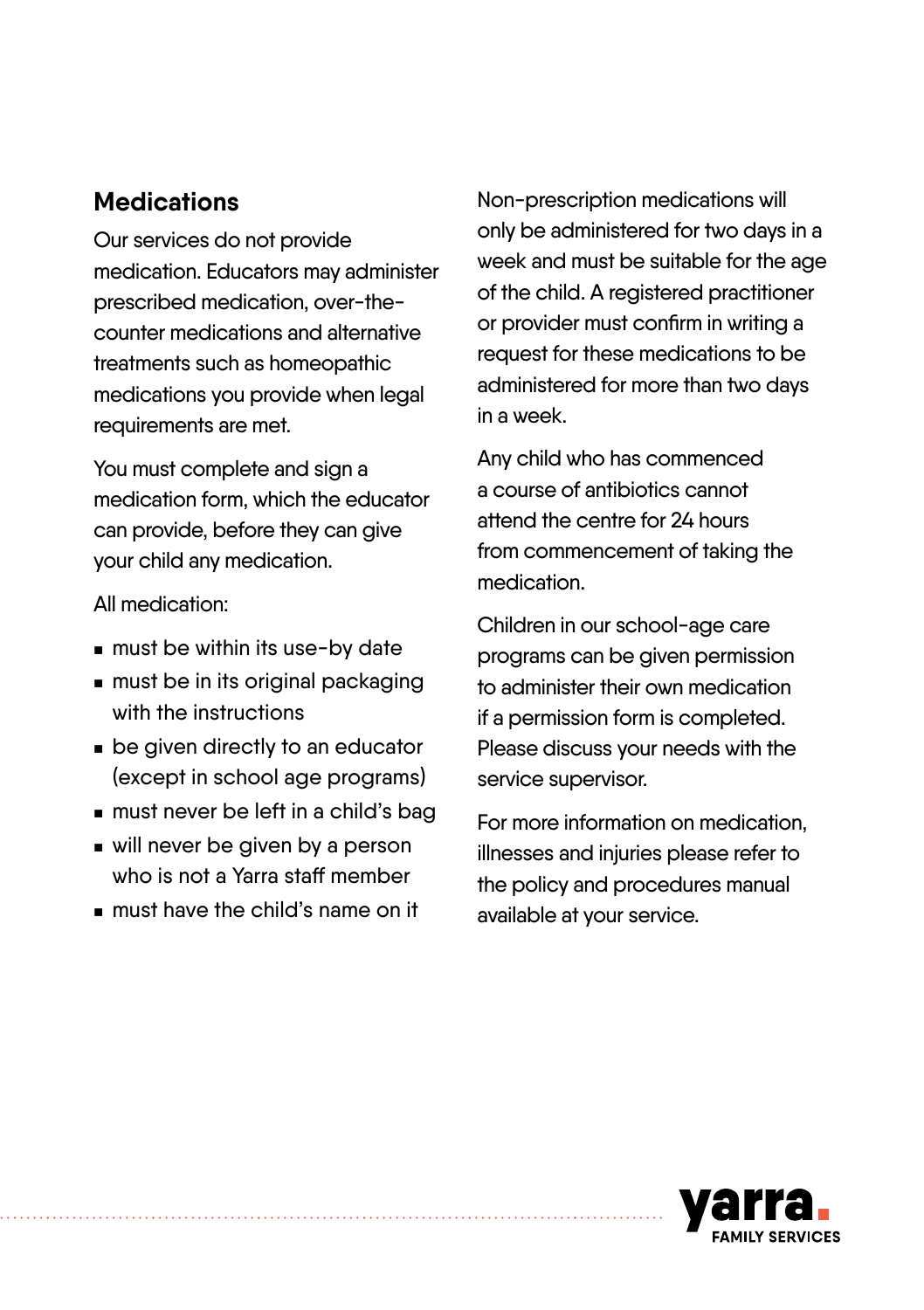## Medications

Our services do not provide medication. Educators may administer prescribed medication, over-the-counter medications and alternative treatments such as homeopathic medications you provide when legal requirements are met.

You must complete and sign a medication form, which the educator can provide, before they can give your child any medication.

All medication:

- must be within its use-by date
- must be in its original packaging with the instructions
- be given directly to an educator (except in school age programs)
- must never be left in a child's bag
- will never be given by a person who is not a Yarra staff member
- must have the child's name on it

Non-prescription medications will only be administered for two days in a week and must be suitable for the age of the child. A registered practitioner or provider must confirm in writing a request for these medications to be administered for more than two days in a week.

Any child who has commenced a course of antibiotics cannot attend the centre for 24 hours from commencement of taking the medication.

Children in our school-age care programs can be given permission to administer their own medication if a permission form is completed. Please discuss your needs with the service supervisor.

For more information on medication, illnesses and injuries please refer to the policy and procedures manual available at your service.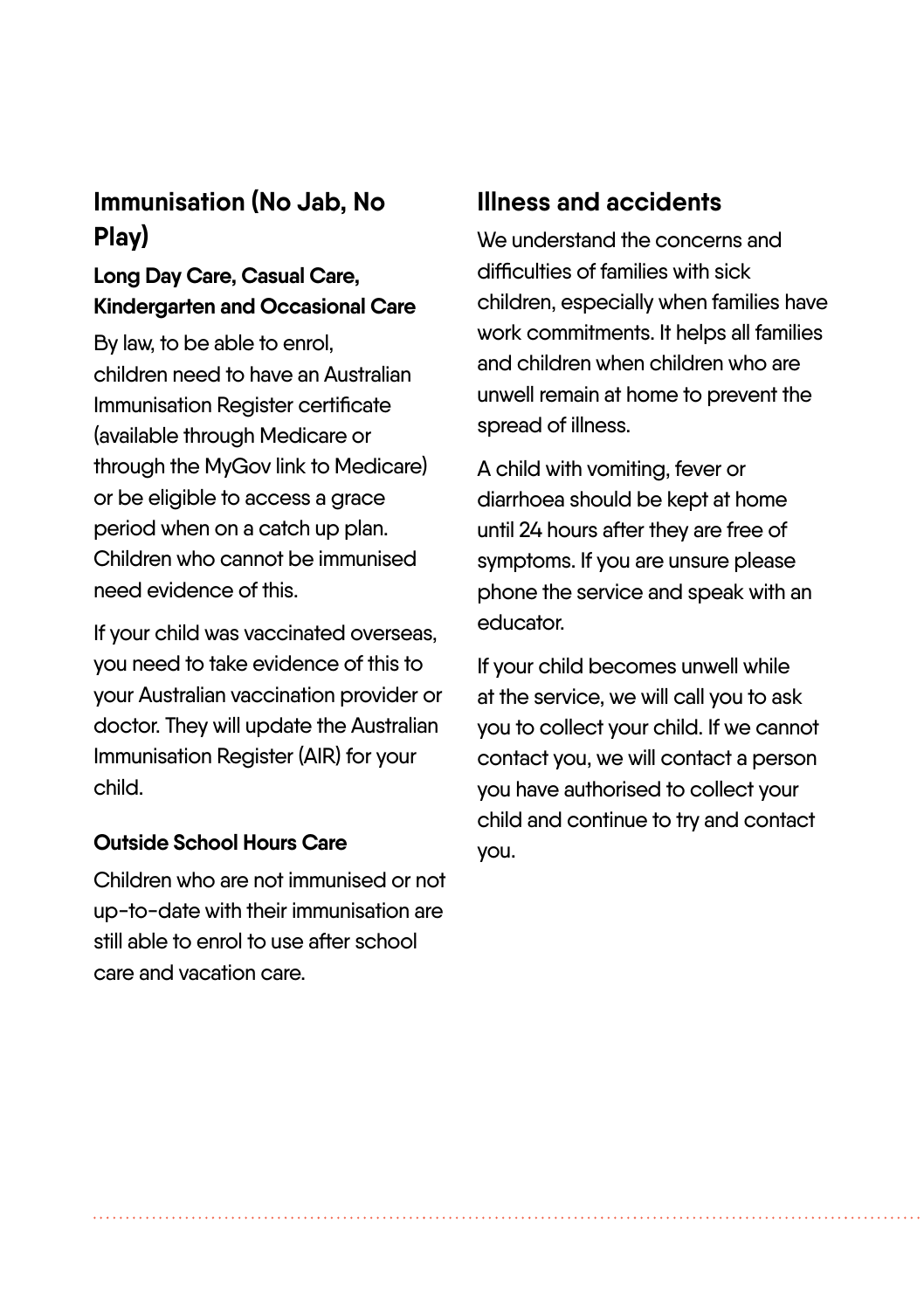## Immunisation (No Jab, No Play)

### Long Day Care, Casual Care, Kindergarten and Occasional Care

By law, to be able to enrol, children need to have an Australian Immunisation Register certificate (available through Medicare or through the MyGov link to Medicare) or be eligible to access a grace period when on a catch up plan. Children who cannot be immunised need evidence of this.

If your child was vaccinated overseas, you need to take evidence of this to your Australian vaccination provider or doctor. They will update the Australian Immunisation Register (AIR) for your child.

### Outside School Hours Care

Children who are not immunised or not up-to-date with their immunisation are still able to enrol to use after school care and vacation care.

## Illness and accidents

We understand the concerns and difficulties of families with sick children, especially when families have work commitments. It helps all families and children when children who are unwell remain at home to prevent the spread of illness.

A child with vomiting, fever or diarrhoea should be kept at home until 24 hours after they are free of symptoms. If you are unsure please phone the service and speak with an educator.

If your child becomes unwell while at the service, we will call you to ask you to collect your child. If we cannot contact you, we will contact a person you have authorised to collect your child and continue to try and contact you.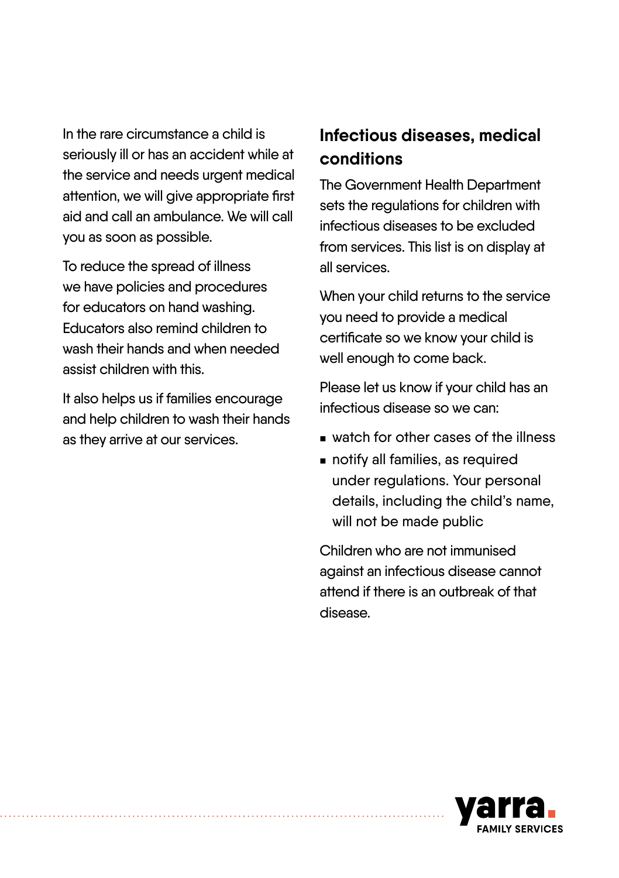In the rare circumstance a child is seriously ill or has an accident while at the service and needs urgent medical attention, we will give appropriate first aid and call an ambulance. We will call you as soon as possible.

To reduce the spread of illness we have policies and procedures for educators on hand washing. Educators also remind children to wash their hands and when needed assist children with this.

It also helps us if families encourage and help children to wash their hands as they arrive at our services.

## Infectious diseases, medical conditions

The Government Health Department sets the regulations for children with infectious diseases to be excluded from services. This list is on display at all services.

When your child returns to the service you need to provide a medical certificate so we know your child is well enough to come back.

Please let us know if your child has an infectious disease so we can:

- watch for other cases of the illness
- notify all families, as required under regulations. Your personal details, including the child's name, will not be made public

Children who are not immunised against an infectious disease cannot attend if there is an outbreak of that disease.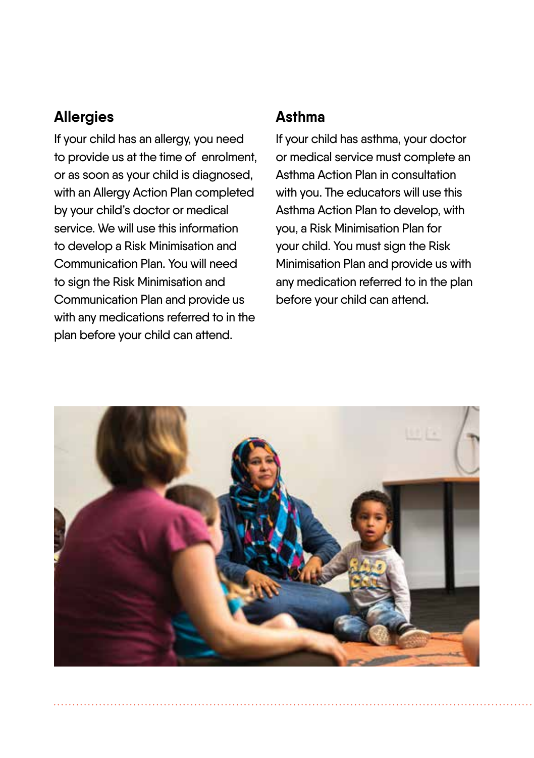## Allergies

If your child has an allergy, you need to provide us at the time of enrolment, or as soon as your child is diagnosed, with an Allergy Action Plan completed by your child's doctor or medical service. We will use this information to develop a Risk Minimisation and Communication Plan. You will need to sign the Risk Minimisation and Communication Plan and provide us with any medications referred to in the plan before your child can attend.

## Asthma

If your child has asthma, your doctor or medical service must complete an Asthma Action Plan in consultation with you. The educators will use this Asthma Action Plan to develop, with you, a Risk Minimisation Plan for your child. You must sign the Risk Minimisation Plan and provide us with any medication referred to in the plan before your child can attend.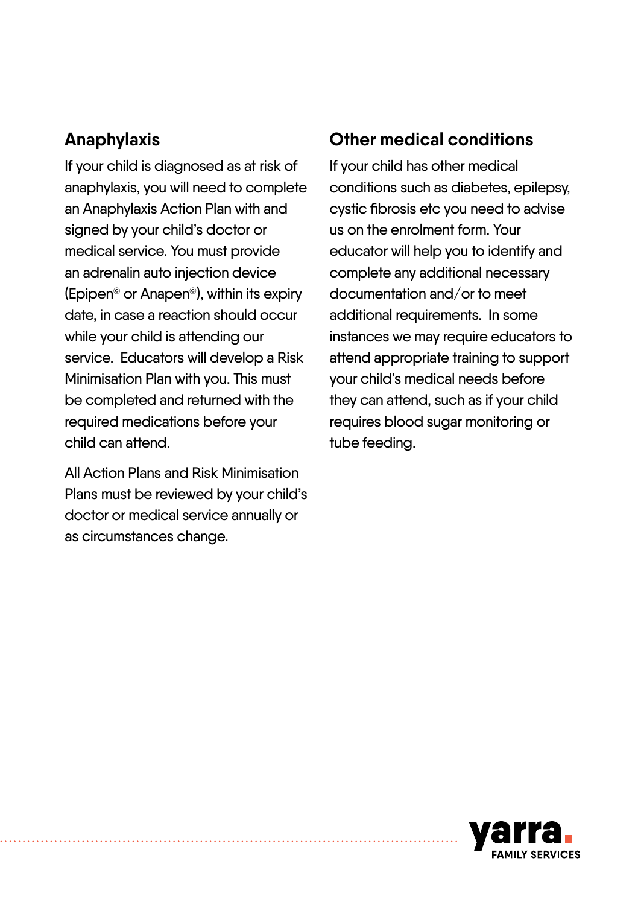## Anaphylaxis

If your child is diagnosed as at risk of anaphylaxis, you will need to complete an Anaphylaxis Action Plan with and signed by your child's doctor or medical service. You must provide an adrenalin auto injection device (Epipen© or Anapen©), within its expiry date, in case a reaction should occur while your child is attending our service. Educators will develop a Risk Minimisation Plan with you. This must be completed and returned with the required medications before your child can attend.

All Action Plans and Risk Minimisation Plans must be reviewed by your child's doctor or medical service annually or as circumstances change.

## Other medical conditions

If your child has other medical conditions such as diabetes, epilepsy, cystic fibrosis etc you need to advise us on the enrolment form. Your educator will help you to identify and complete any additional necessary documentation and/or to meet additional requirements. In some instances we may require educators to attend appropriate training to support your child's medical needs before they can attend, such as if your child requires blood sugar monitoring or tube feeding.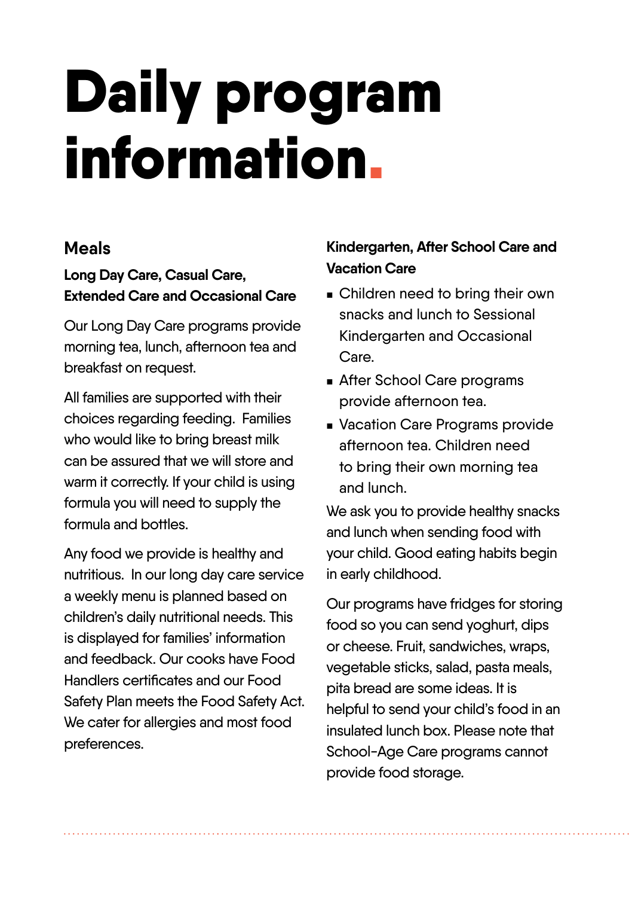# Daily program information.

## Meals

### Long Day Care, Casual Care, Extended Care and Occasional Care

Our Long Day Care programs provide morning tea, lunch, afternoon tea and breakfast on request.

All families are supported with their choices regarding feeding. Families who would like to bring breast milk can be assured that we will store and warm it correctly. If your child is using formula you will need to supply the formula and bottles.

Any food we provide is healthy and nutritious. In our long day care service a weekly menu is planned based on children's daily nutritional needs. This is displayed for families' information and feedback. Our cooks have Food Handlers certificates and our Food Safety Plan meets the Food Safety Act. We cater for allergies and most food preferences.

### Kindergarten, After School Care and Vacation Care

- Children need to bring their own snacks and lunch to Sessional Kindergarten and Occasional Care.
- After School Care programs provide afternoon tea.
- Vacation Care Programs provide afternoon tea. Children need to bring their own morning tea and lunch.

We ask you to provide healthy snacks and lunch when sending food with your child. Good eating habits begin in early childhood.

Our programs have fridges for storing food so you can send yoghurt, dips or cheese. Fruit, sandwiches, wraps, vegetable sticks, salad, pasta meals, pita bread are some ideas. It is helpful to send your child's food in an insulated lunch box. Please note that School-Age Care programs cannot provide food storage.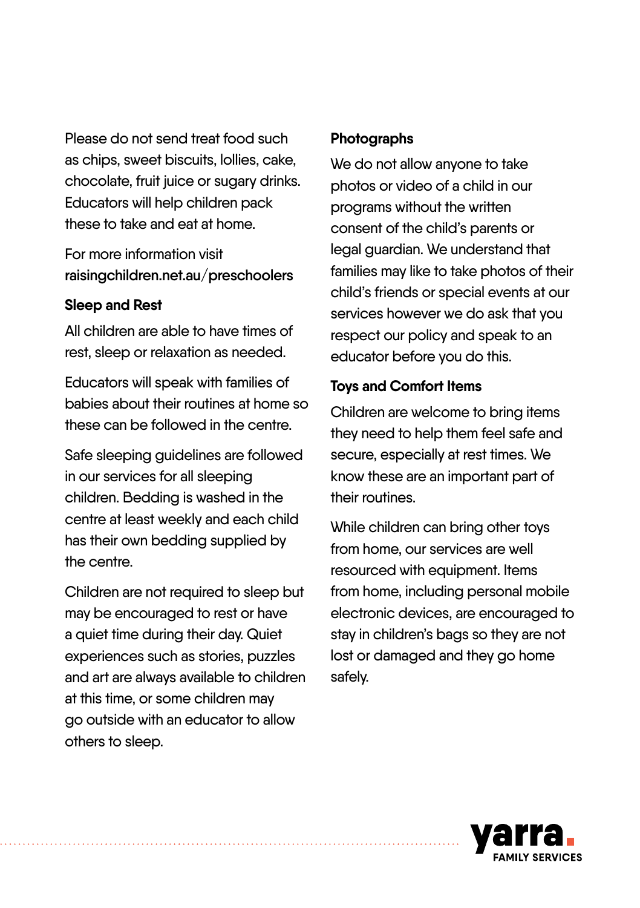Please do not send treat food such as chips, sweet biscuits, lollies, cake, chocolate, fruit juice or sugary drinks. Educators will help children pack these to take and eat at home.

For more information visit raisingchildren.net.au/preschoolers

### Sleep and Rest

All children are able to have times of rest, sleep or relaxation as needed.

Educators will speak with families of babies about their routines at home so these can be followed in the centre.

Safe sleeping guidelines are followed in our services for all sleeping children. Bedding is washed in the centre at least weekly and each child has their own bedding supplied by the centre.

Children are not required to sleep but may be encouraged to rest or have a quiet time during their day. Quiet experiences such as stories, puzzles and art are always available to children at this time, or some children may go outside with an educator to allow others to sleep.

### Photographs

We do not allow anyone to take photos or video of a child in our programs without the written consent of the child's parents or legal guardian. We understand that families may like to take photos of their child's friends or special events at our services however we do ask that you respect our policy and speak to an educator before you do this.

### Toys and Comfort Items

Children are welcome to bring items they need to help them feel safe and secure, especially at rest times. We know these are an important part of their routines.

While children can bring other toys from home, our services are well resourced with equipment. Items from home, including personal mobile electronic devices, are encouraged to stay in children's bags so they are not lost or damaged and they go home safely.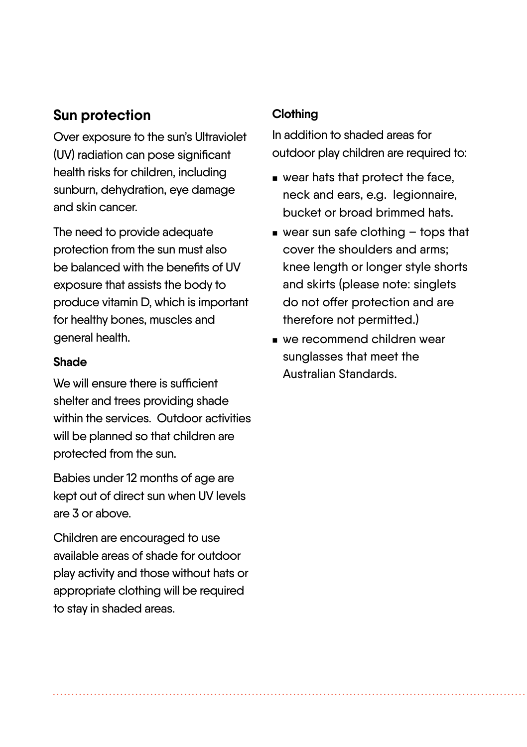## Sun protection

Over exposure to the sun's Ultraviolet (UV) radiation can pose significant health risks for children, including sunburn, dehydration, eye damage and skin cancer.

The need to provide adequate protection from the sun must also be balanced with the benefits of UV exposure that assists the body to produce vitamin D, which is important for healthy bones, muscles and general health.

### Shade

We will ensure there is sufficient shelter and trees providing shade within the services. Outdoor activities will be planned so that children are protected from the sun.

Babies under 12 months of age are kept out of direct sun when UV levels are 3 or above.

Children are encouraged to use available areas of shade for outdoor play activity and those without hats or appropriate clothing will be required to stay in shaded areas.

### Clothing

In addition to shaded areas for outdoor play children are required to:

- wear hats that protect the face, neck and ears, e.g. legionnaire, bucket or broad brimmed hats.
- wear sun safe clothing – tops that cover the shoulders and arms; knee length or longer style shorts and skirts (please note: singlets do not offer protection and are therefore not permitted.)
- we recommend children wear sunglasses that meet the Australian Standards.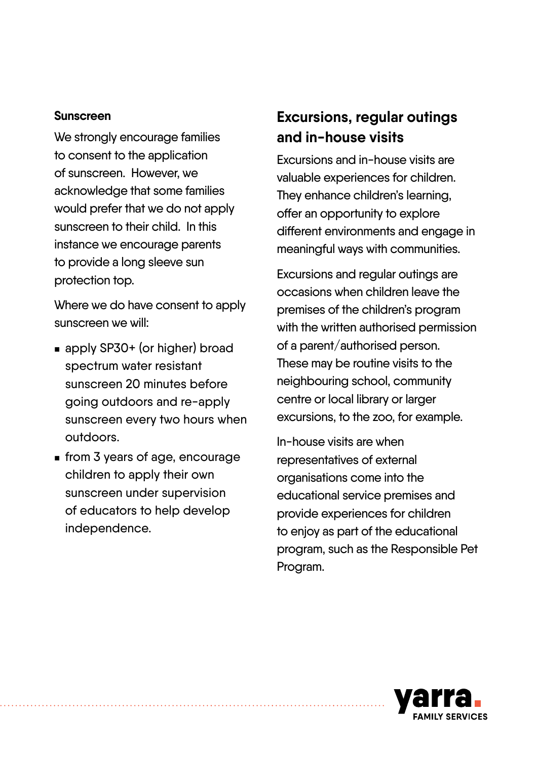### Sunscreen

We strongly encourage families to consent to the application of sunscreen. However, we acknowledge that some families would prefer that we do not apply sunscreen to their child. In this instance we encourage parents to provide a long sleeve sun protection top.

Where we do have consent to apply sunscreen we will:

- apply SP30+ (or higher) broad spectrum water resistant sunscreen 20 minutes before going outdoors and re-apply sunscreen every two hours when outdoors.
- from 3 years of age, encourage children to apply their own sunscreen under supervision of educators to help develop independence.

## Excursions, regular outings and in-house visits

Excursions and in-house visits are valuable experiences for children. They enhance children's learning, offer an opportunity to explore different environments and engage in meaningful ways with communities.

Excursions and regular outings are occasions when children leave the premises of the children's program with the written authorised permission of a parent/authorised person. These may be routine visits to the neighbouring school, community centre or local library or larger excursions, to the zoo, for example.

In-house visits are when representatives of external organisations come into the educational service premises and provide experiences for children to enjoy as part of the educational program, such as the Responsible Pet Program.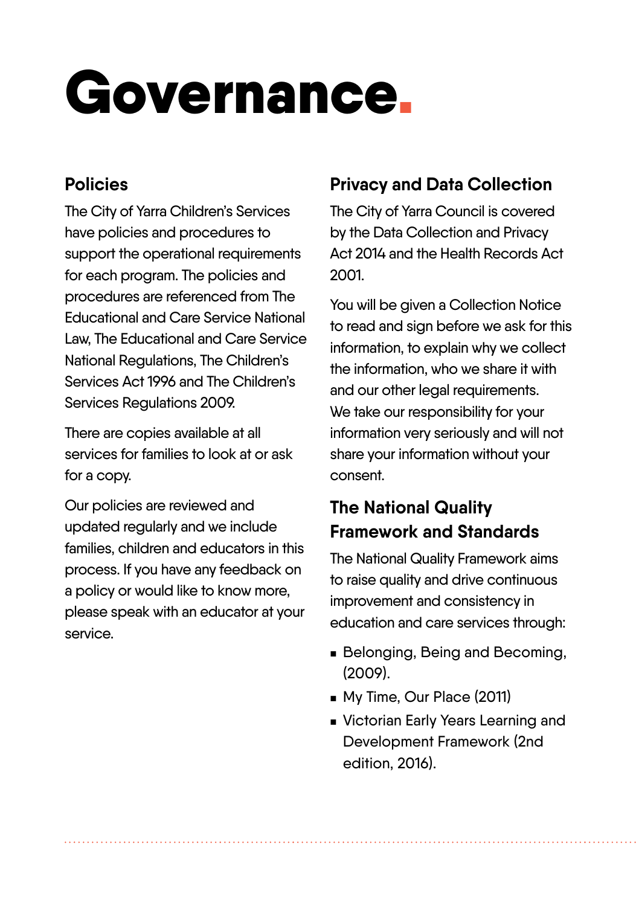# Governance.

## Policies

The City of Yarra Children's Services have policies and procedures to support the operational requirements for each program. The policies and procedures are referenced from The Educational and Care Service National Law, The Educational and Care Service National Regulations, The Children's Services Act 1996 and The Children's Services Regulations 2009.

There are copies available at all services for families to look at or ask for a copy.

Our policies are reviewed and updated regularly and we include families, children and educators in this process. If you have any feedback on a policy or would like to know more, please speak with an educator at your service.

## Privacy and Data Collection

The City of Yarra Council is covered by the Data Collection and Privacy Act 2014 and the Health Records Act 2001.

You will be given a Collection Notice to read and sign before we ask for this information, to explain why we collect the information, who we share it with and our other legal requirements. We take our responsibility for your information very seriously and will not share your information without your consent.

## The National Quality Framework and Standards

The National Quality Framework aims to raise quality and drive continuous improvement and consistency in education and care services through:

- Belonging, Being and Becoming, (2009).
- My Time, Our Place (2011)
- Victorian Early Years Learning and Development Framework (2nd edition, 2016).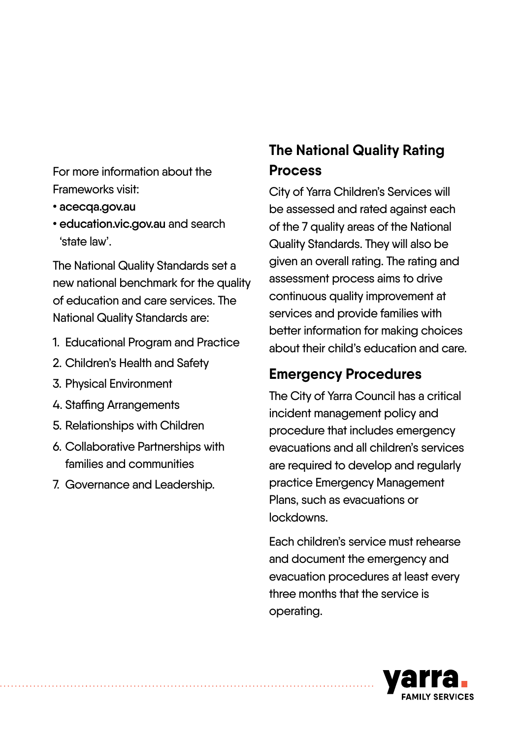For more information about the Frameworks visit:

- **acecqa.gov.au**
- **education.vic.gov.au** and search 'state law'.

The National Quality Standards set a new national benchmark for the quality of education and care services. The National Quality Standards are:

1. Educational Program and Practice
2. Children's Health and Safety
3. Physical Environment
4. Staffing Arrangements
5. Relationships with Children
6. Collaborative Partnerships with families and communities
7. Governance and Leadership.

## The National Quality Rating Process

City of Yarra Children's Services will be assessed and rated against each of the 7 quality areas of the National Quality Standards. They will also be given an overall rating. The rating and assessment process aims to drive continuous quality improvement at services and provide families with better information for making choices about their child's education and care.

## Emergency Procedures

The City of Yarra Council has a critical incident management policy and procedure that includes emergency evacuations and all children's services are required to develop and regularly practice Emergency Management Plans, such as evacuations or lockdowns.

Each children's service must rehearse and document the emergency and evacuation procedures at least every three months that the service is operating.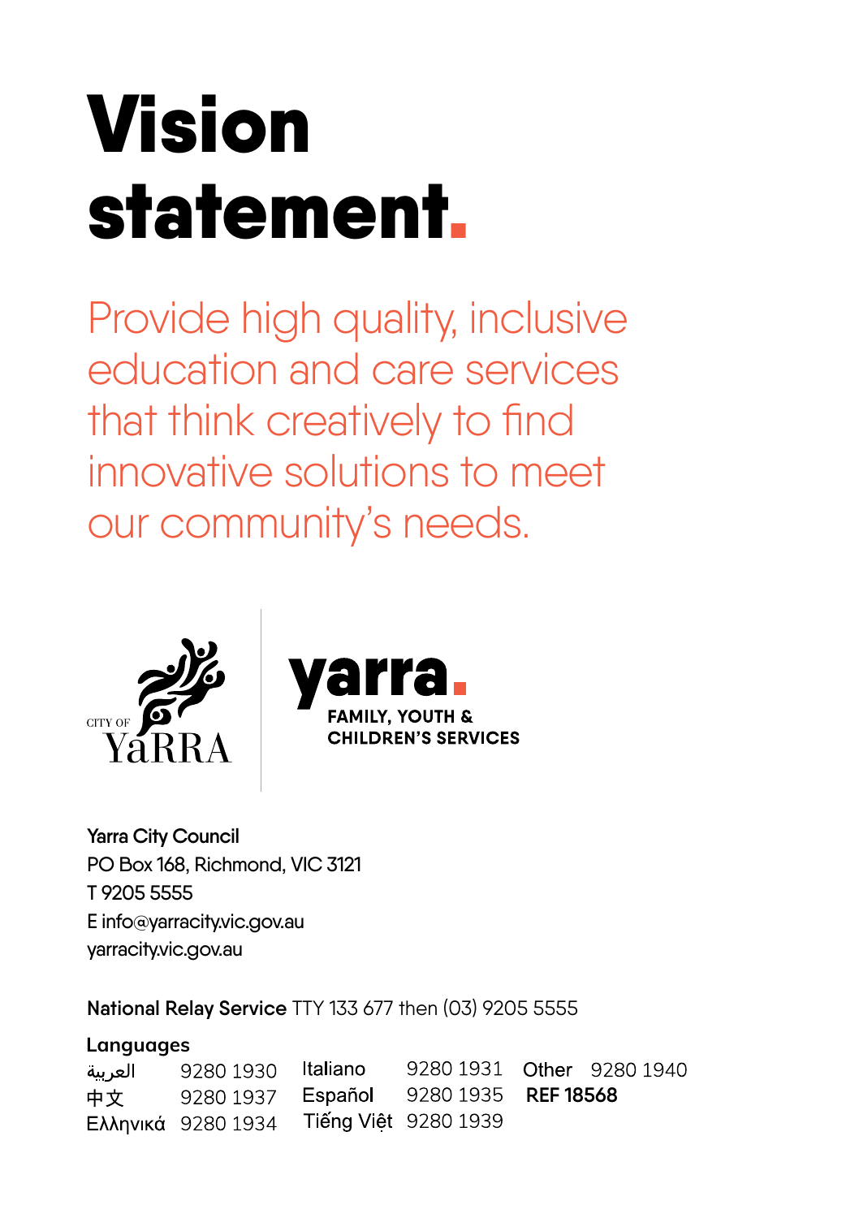# Vision statement.

Provide high quality, inclusive education and care services that think creatively to find innovative solutions to meet our community's needs.

CITY OF YaRRA

yarra.
FAMILY, YOUTH & CHILDREN'S SERVICES

**Yarra City Council**
PO Box 168, Richmond, VIC 3121
T 9205 5555
E info@yarracity.vic.gov.au
yarracity.vic.gov.au

**National Relay Service** TTY 133 677 then (03) 9205 5555

**Languages**

| | | | | | |
|---|---|---|---|---|---|
| العربية | 9280 1930 | Italiano | 9280 1931 | Other | 9280 1940 |
| 中文 | 9280 1937 | Español | 9280 1935 | **REF 18568** | |
| Ελληνικά | 9280 1934 | Tiếng Việt | 9280 1939 | | |